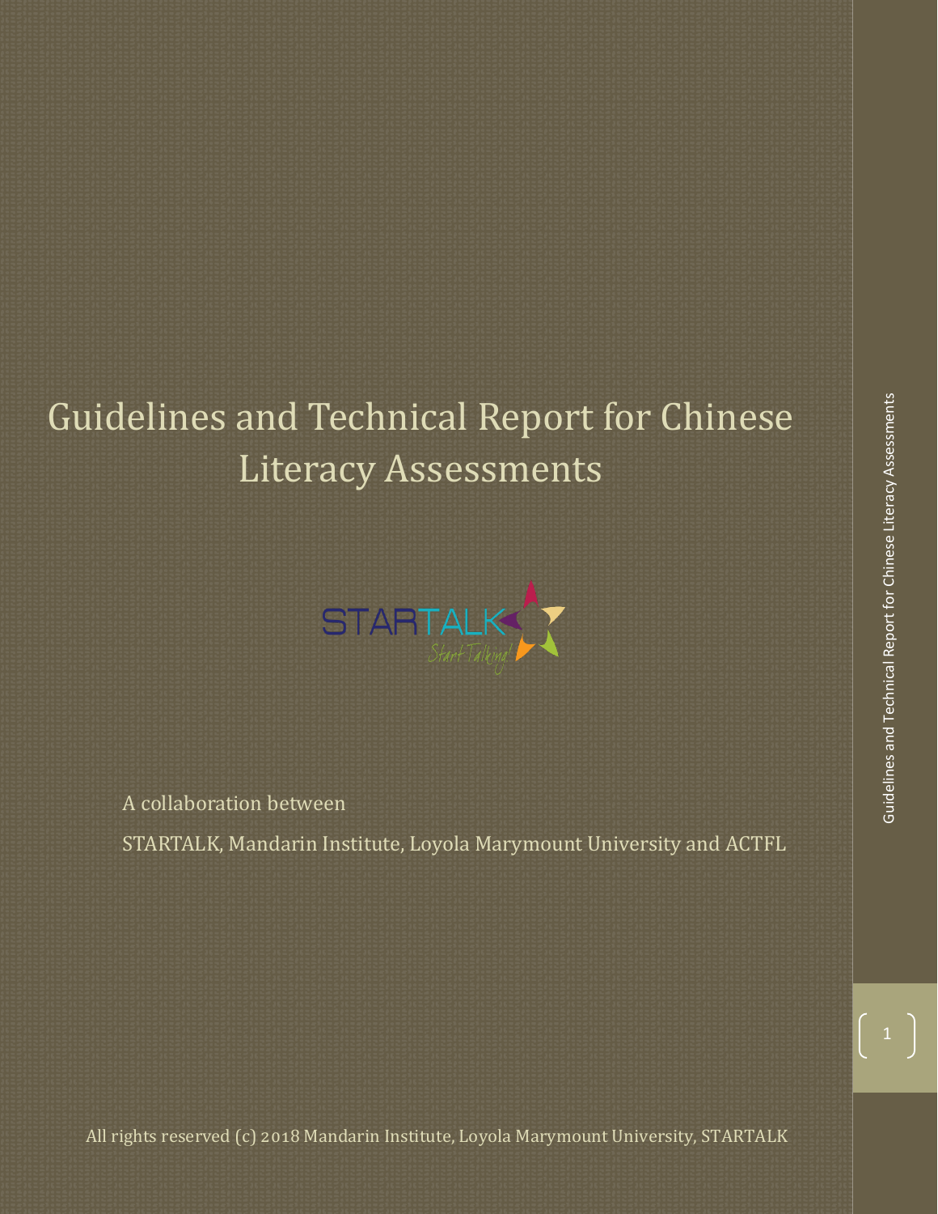# Guidelines and Technical Report for Chinese Literacy Assessments

A collaboration between

STARTALK, Mandarin Institute, Loyola Marymount University and ACTFL

All rights reserved (c) 2018 Mandarin Institute, Loyola Marymount University, STARTALK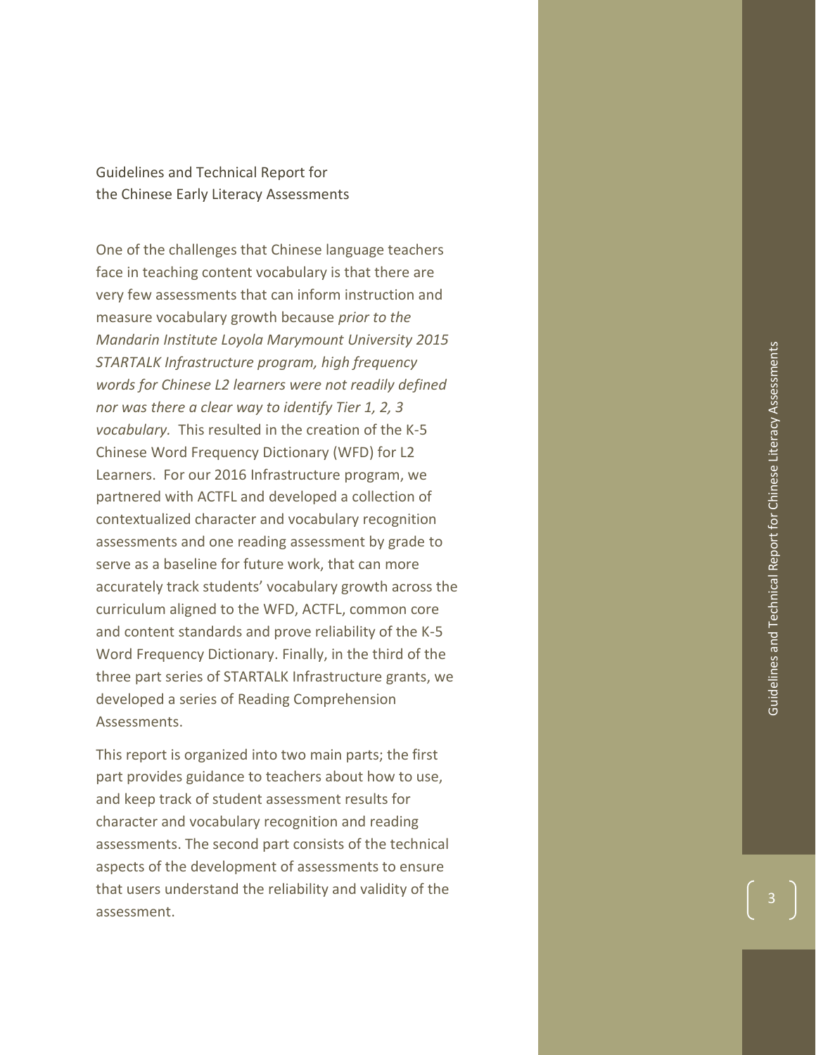Guidelines and Technical Report for the Chinese Early Literacy Assessments

One of the challenges that Chinese language teachers face in teaching content vocabulary is that there are very few assessments that can inform instruction and measure vocabulary growth because *prior to the Mandarin Institute Loyola Marymount University 2015 STARTALK Infrastructure program, high frequency words for Chinese L2 learners were not readily defined nor was there a clear way to identify Tier 1, 2, 3 vocabulary.* This resulted in the creation of the K-5 Chinese Word Frequency Dictionary (WFD) for L2 Learners. For our 2016 Infrastructure program, we partnered with ACTFL and developed a collection of contextualized character and vocabulary recognition assessments and one reading assessment by grade to serve as a baseline for future work, that can more accurately track students' vocabulary growth across the curriculum aligned to the WFD, ACTFL, common core and content standards and prove reliability of the K-5 Word Frequency Dictionary. Finally, in the third of the three part series of STARTALK Infrastructure grants, we developed a series of Reading Comprehension Assessments.

This report is organized into two main parts; the first part provides guidance to teachers about how to use, and keep track of student assessment results for character and vocabulary recognition and reading assessments. The second part consists of the technical aspects of the development of assessments to ensure that users understand the reliability and validity of the assessment.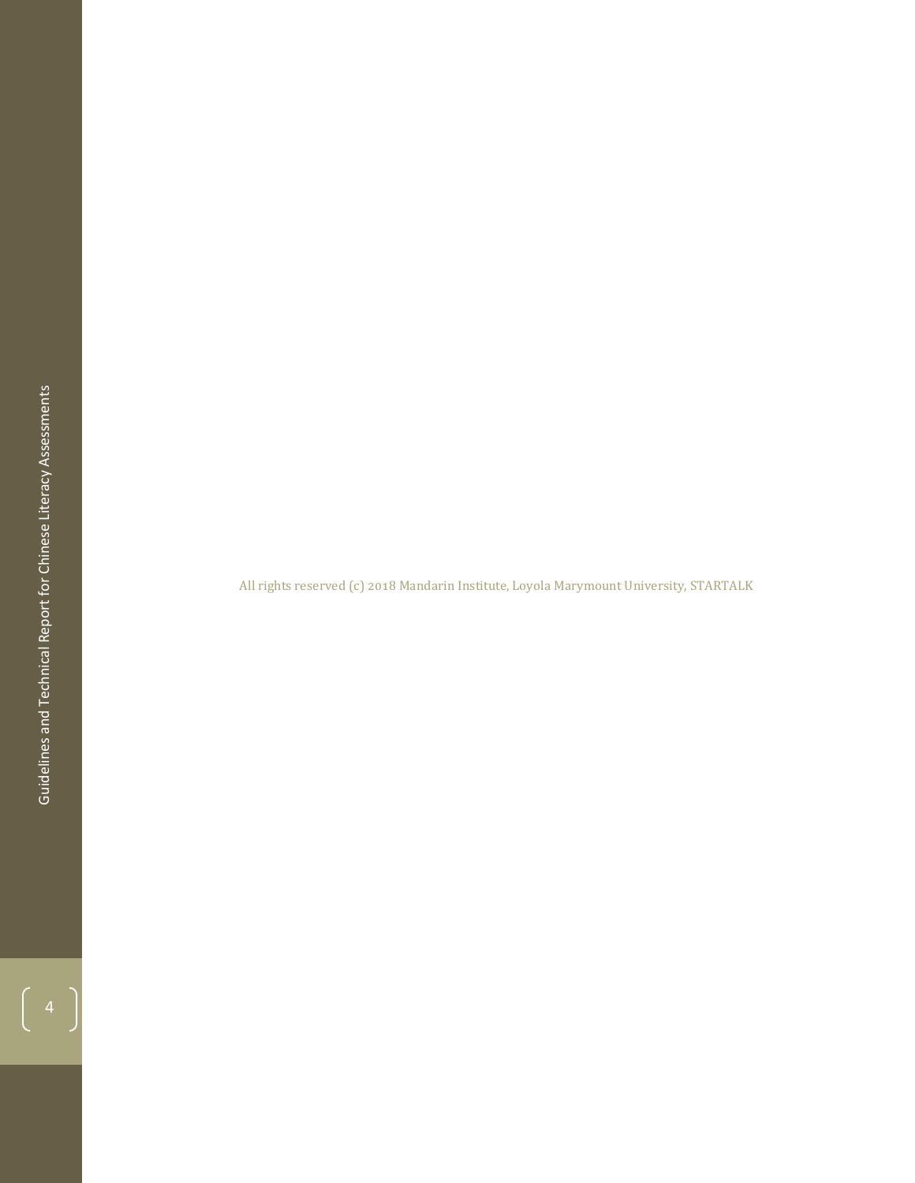All rights reserved (c) 2018 Mandarin Institute, Loyola Marymount University, STARTALK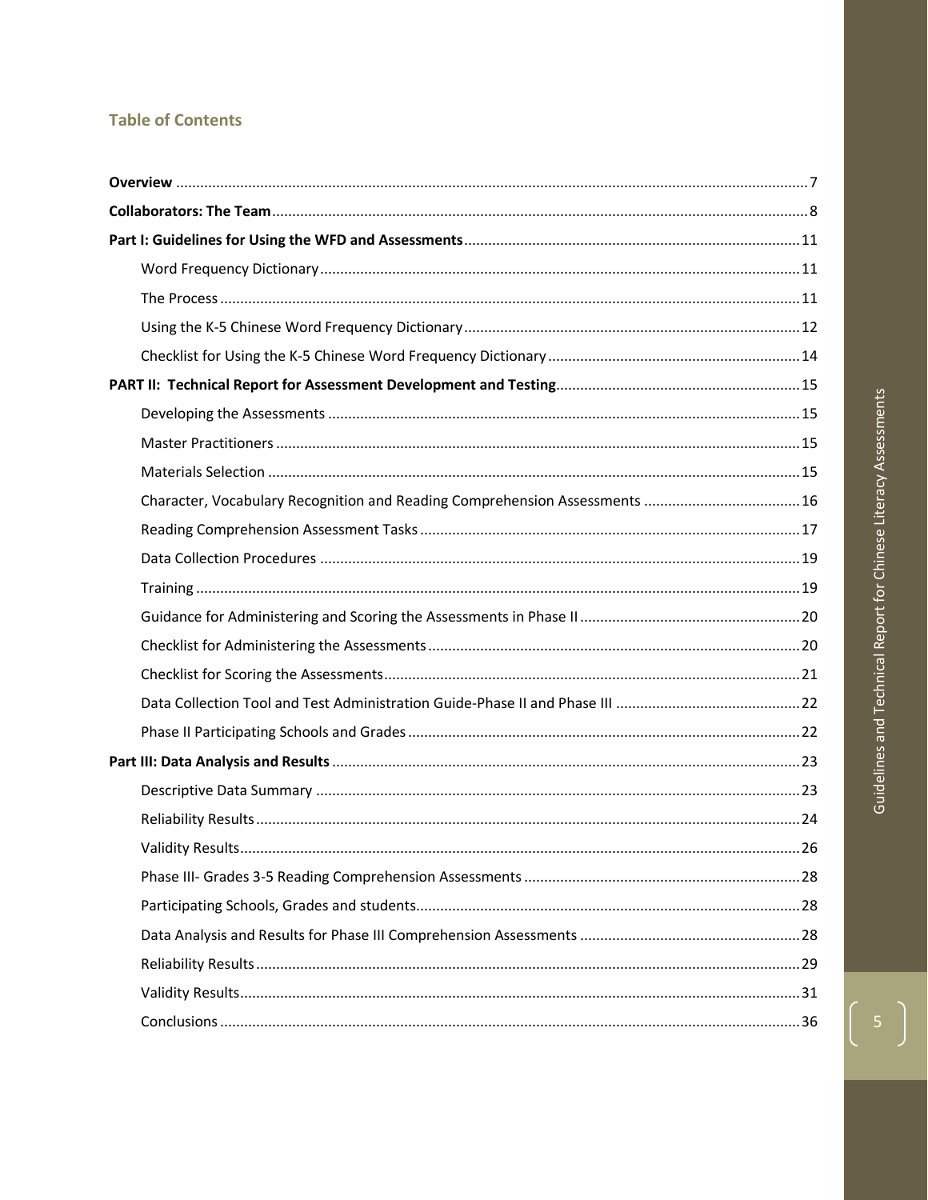## Table of Contents

**Overview** .......... 7

**Collaborators: The Team** .......... 8

**Part I: Guidelines for Using the WFD and Assessments** .......... 11

- Word Frequency Dictionary .......... 11
- The Process .......... 11
- Using the K-5 Chinese Word Frequency Dictionary .......... 12
- Checklist for Using the K-5 Chinese Word Frequency Dictionary .......... 14

**PART II: Technical Report for Assessment Development and Testing** .......... 15

- Developing the Assessments .......... 15
- Master Practitioners .......... 15
- Materials Selection .......... 15
- Character, Vocabulary Recognition and Reading Comprehension Assessments .......... 16
- Reading Comprehension Assessment Tasks .......... 17
- Data Collection Procedures .......... 19
- Training .......... 19
- Guidance for Administering and Scoring the Assessments in Phase II .......... 20
- Checklist for Administering the Assessments .......... 20
- Checklist for Scoring the Assessments .......... 21
- Data Collection Tool and Test Administration Guide-Phase II and Phase III .......... 22
- Phase II Participating Schools and Grades .......... 22

**Part III: Data Analysis and Results** .......... 23

- Descriptive Data Summary .......... 23
- Reliability Results .......... 24
- Validity Results .......... 26
- Phase III- Grades 3-5 Reading Comprehension Assessments .......... 28
- Participating Schools, Grades and students .......... 28
- Data Analysis and Results for Phase III Comprehension Assessments .......... 28
- Reliability Results .......... 29
- Validity Results .......... 31
- Conclusions .......... 36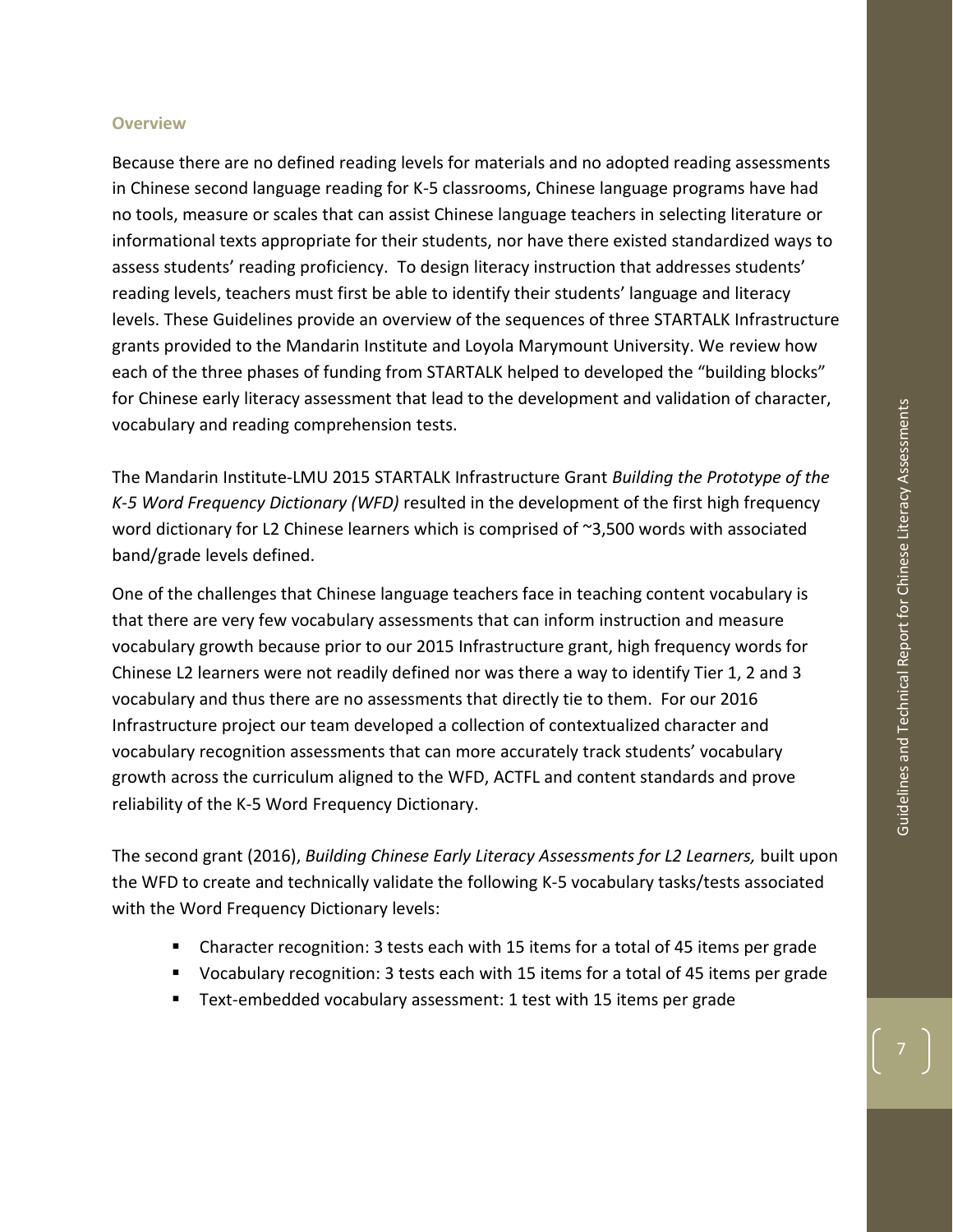### Overview

Because there are no defined reading levels for materials and no adopted reading assessments in Chinese second language reading for K-5 classrooms, Chinese language programs have had no tools, measure or scales that can assist Chinese language teachers in selecting literature or informational texts appropriate for their students, nor have there existed standardized ways to assess students' reading proficiency. To design literacy instruction that addresses students' reading levels, teachers must first be able to identify their students' language and literacy levels. These Guidelines provide an overview of the sequences of three STARTALK Infrastructure grants provided to the Mandarin Institute and Loyola Marymount University. We review how each of the three phases of funding from STARTALK helped to developed the "building blocks" for Chinese early literacy assessment that lead to the development and validation of character, vocabulary and reading comprehension tests.

The Mandarin Institute-LMU 2015 STARTALK Infrastructure Grant *Building the Prototype of the K-5 Word Frequency Dictionary (WFD)* resulted in the development of the first high frequency word dictionary for L2 Chinese learners which is comprised of ~3,500 words with associated band/grade levels defined.

One of the challenges that Chinese language teachers face in teaching content vocabulary is that there are very few vocabulary assessments that can inform instruction and measure vocabulary growth because prior to our 2015 Infrastructure grant, high frequency words for Chinese L2 learners were not readily defined nor was there a way to identify Tier 1, 2 and 3 vocabulary and thus there are no assessments that directly tie to them. For our 2016 Infrastructure project our team developed a collection of contextualized character and vocabulary recognition assessments that can more accurately track students' vocabulary growth across the curriculum aligned to the WFD, ACTFL and content standards and prove reliability of the K-5 Word Frequency Dictionary.

The second grant (2016), *Building Chinese Early Literacy Assessments for L2 Learners,* built upon the WFD to create and technically validate the following K-5 vocabulary tasks/tests associated with the Word Frequency Dictionary levels:

- Character recognition: 3 tests each with 15 items for a total of 45 items per grade
- Vocabulary recognition: 3 tests each with 15 items for a total of 45 items per grade
- Text-embedded vocabulary assessment: 1 test with 15 items per grade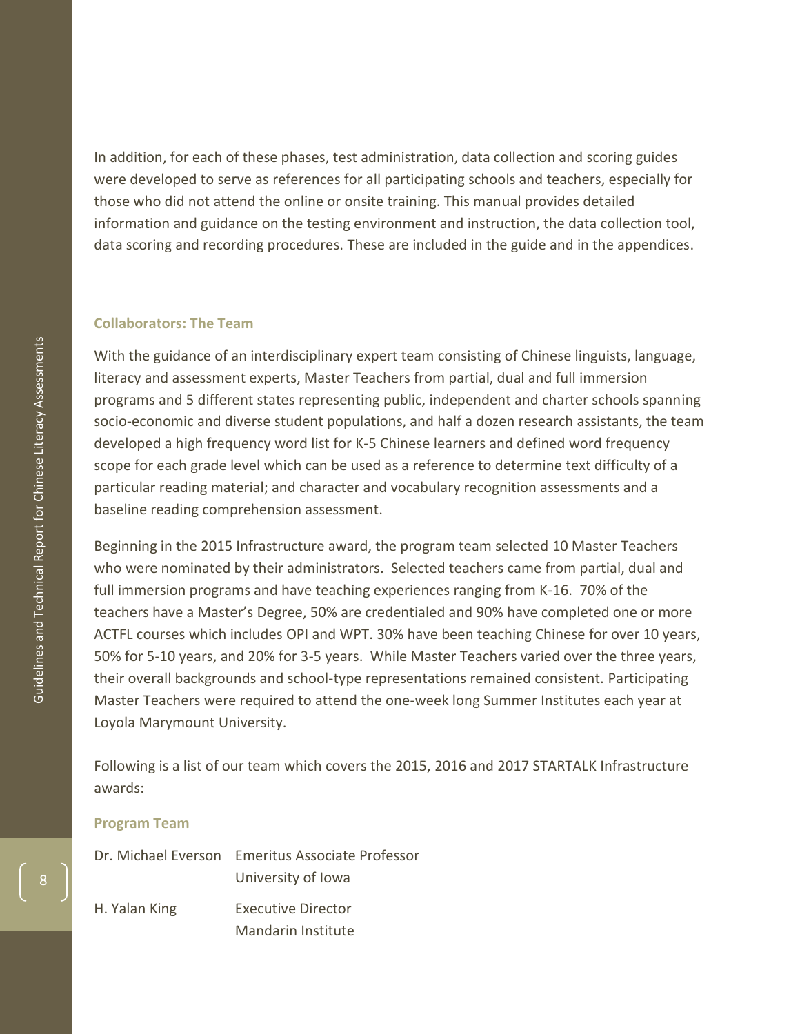In addition, for each of these phases, test administration, data collection and scoring guides were developed to serve as references for all participating schools and teachers, especially for those who did not attend the online or onsite training. This manual provides detailed information and guidance on the testing environment and instruction, the data collection tool, data scoring and recording procedures. These are included in the guide and in the appendices.

### Collaborators: The Team

With the guidance of an interdisciplinary expert team consisting of Chinese linguists, language, literacy and assessment experts, Master Teachers from partial, dual and full immersion programs and 5 different states representing public, independent and charter schools spanning socio-economic and diverse student populations, and half a dozen research assistants, the team developed a high frequency word list for K-5 Chinese learners and defined word frequency scope for each grade level which can be used as a reference to determine text difficulty of a particular reading material; and character and vocabulary recognition assessments and a baseline reading comprehension assessment.

Beginning in the 2015 Infrastructure award, the program team selected 10 Master Teachers who were nominated by their administrators. Selected teachers came from partial, dual and full immersion programs and have teaching experiences ranging from K-16. 70% of the teachers have a Master's Degree, 50% are credentialed and 90% have completed one or more ACTFL courses which includes OPI and WPT. 30% have been teaching Chinese for over 10 years, 50% for 5-10 years, and 20% for 3-5 years. While Master Teachers varied over the three years, their overall backgrounds and school-type representations remained consistent. Participating Master Teachers were required to attend the one-week long Summer Institutes each year at Loyola Marymount University.

Following is a list of our team which covers the 2015, 2016 and 2017 STARTALK Infrastructure awards:

### Program Team

| | |
|---|---|
| Dr. Michael Everson | Emeritus Associate Professor<br>University of Iowa |
| H. Yalan King | Executive Director<br>Mandarin Institute |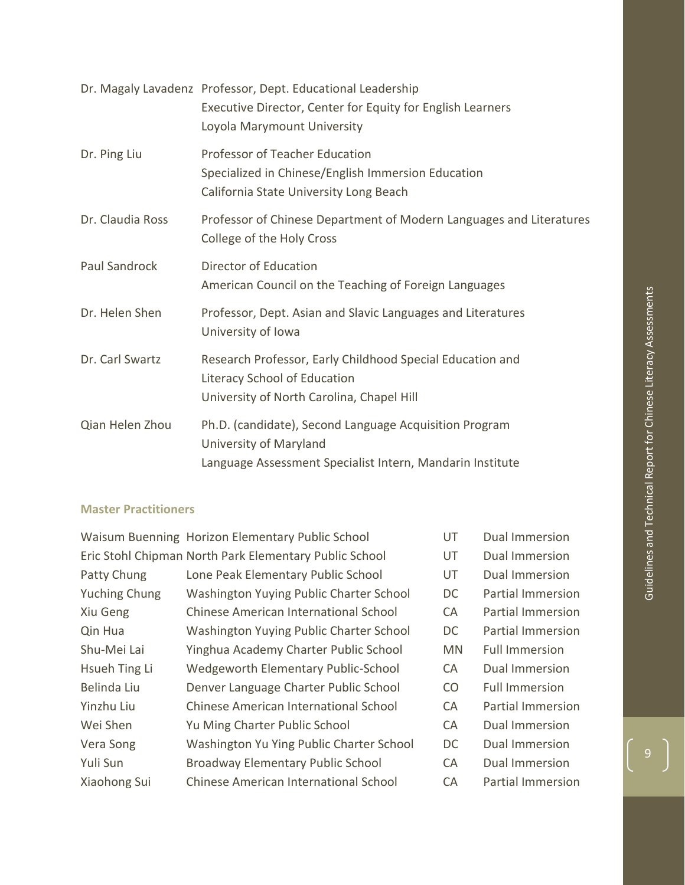| | |
|---|---|
| Dr. Magaly Lavadenz | Professor, Dept. Educational Leadership<br>Executive Director, Center for Equity for English Learners<br>Loyola Marymount University |
| Dr. Ping Liu | Professor of Teacher Education<br>Specialized in Chinese/English Immersion Education<br>California State University Long Beach |
| Dr. Claudia Ross | Professor of Chinese Department of Modern Languages and Literatures<br>College of the Holy Cross |
| Paul Sandrock | Director of Education<br>American Council on the Teaching of Foreign Languages |
| Dr. Helen Shen | Professor, Dept. Asian and Slavic Languages and Literatures<br>University of Iowa |
| Dr. Carl Swartz | Research Professor, Early Childhood Special Education and Literacy School of Education<br>University of North Carolina, Chapel Hill |
| Qian Helen Zhou | Ph.D. (candidate), Second Language Acquisition Program<br>University of Maryland<br>Language Assessment Specialist Intern, Mandarin Institute |

### Master Practitioners

| | | | |
|---|---|---|---|
| Waisum Buenning | Horizon Elementary Public School | UT | Dual Immersion |
| Eric Stohl Chipman | North Park Elementary Public School | UT | Dual Immersion |
| Patty Chung | Lone Peak Elementary Public School | UT | Dual Immersion |
| Yuching Chung | Washington Yuying Public Charter School | DC | Partial Immersion |
| Xiu Geng | Chinese American International School | CA | Partial Immersion |
| Qin Hua | Washington Yuying Public Charter School | DC | Partial Immersion |
| Shu-Mei Lai | Yinghua Academy Charter Public School | MN | Full Immersion |
| Hsueh Ting Li | Wedgeworth Elementary Public-School | CA | Dual Immersion |
| Belinda Liu | Denver Language Charter Public School | CO | Full Immersion |
| Yinzhu Liu | Chinese American International School | CA | Partial Immersion |
| Wei Shen | Yu Ming Charter Public School | CA | Dual Immersion |
| Vera Song | Washington Yu Ying Public Charter School | DC | Dual Immersion |
| Yuli Sun | Broadway Elementary Public School | CA | Dual Immersion |
| Xiaohong Sui | Chinese American International School | CA | Partial Immersion |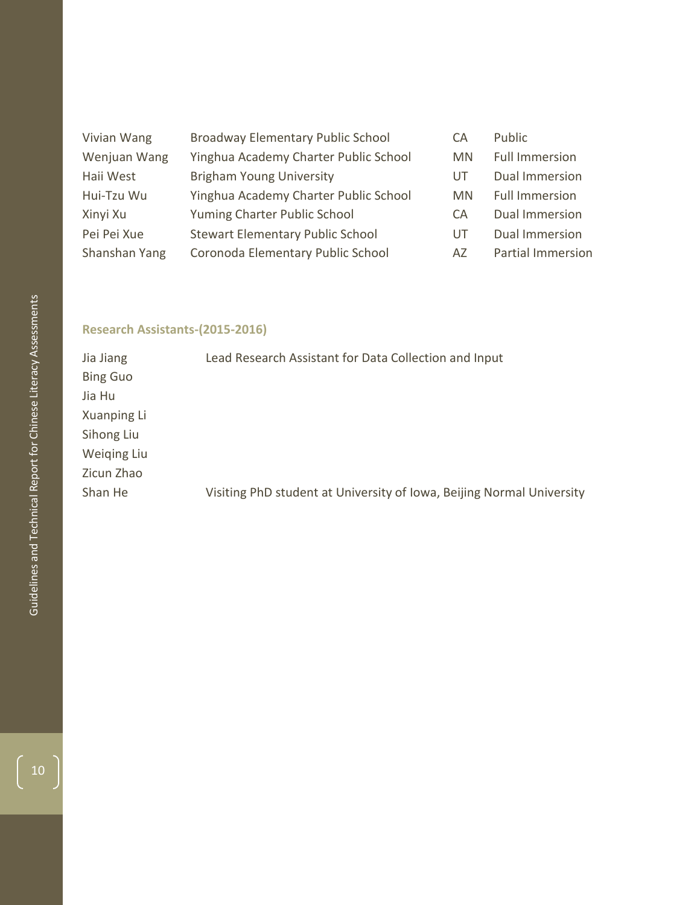| | | | |
|---|---|---|---|
| Vivian Wang | Broadway Elementary Public School | CA | Public |
| Wenjuan Wang | Yinghua Academy Charter Public School | MN | Full Immersion |
| Haii West | Brigham Young University | UT | Dual Immersion |
| Hui-Tzu Wu | Yinghua Academy Charter Public School | MN | Full Immersion |
| Xinyi Xu | Yuming Charter Public School | CA | Dual Immersion |
| Pei Pei Xue | Stewart Elementary Public School | UT | Dual Immersion |
| Shanshan Yang | Coronoda Elementary Public School | AZ | Partial Immersion |

### Research Assistants-(2015-2016)

| | |
|---|---|
| Jia Jiang | Lead Research Assistant for Data Collection and Input |
| Bing Guo | |
| Jia Hu | |
| Xuanping Li | |
| Sihong Liu | |
| Weiqing Liu | |
| Zicun Zhao | |
| Shan He | Visiting PhD student at University of Iowa, Beijing Normal University |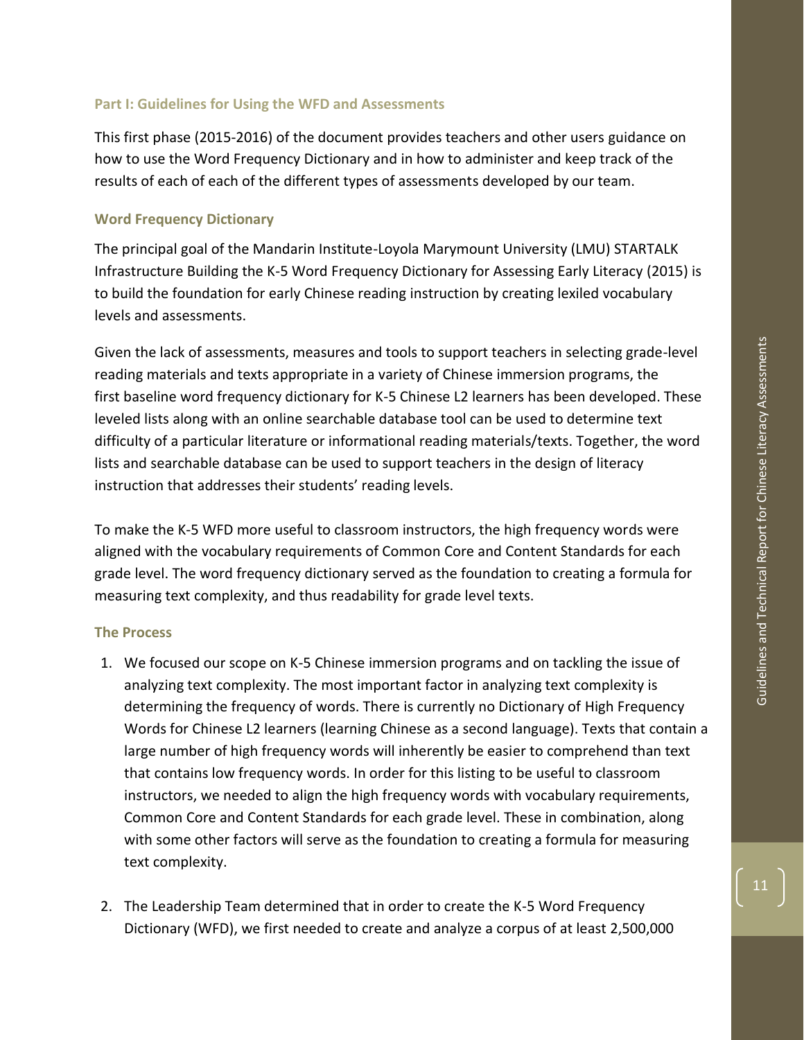### Part I: Guidelines for Using the WFD and Assessments

This first phase (2015-2016) of the document provides teachers and other users guidance on how to use the Word Frequency Dictionary and in how to administer and keep track of the results of each of each of the different types of assessments developed by our team.

### Word Frequency Dictionary

The principal goal of the Mandarin Institute-Loyola Marymount University (LMU) STARTALK Infrastructure Building the K-5 Word Frequency Dictionary for Assessing Early Literacy (2015) is to build the foundation for early Chinese reading instruction by creating lexiled vocabulary levels and assessments.

Given the lack of assessments, measures and tools to support teachers in selecting grade-level reading materials and texts appropriate in a variety of Chinese immersion programs, the first baseline word frequency dictionary for K-5 Chinese L2 learners has been developed. These leveled lists along with an online searchable database tool can be used to determine text difficulty of a particular literature or informational reading materials/texts. Together, the word lists and searchable database can be used to support teachers in the design of literacy instruction that addresses their students' reading levels.

To make the K-5 WFD more useful to classroom instructors, the high frequency words were aligned with the vocabulary requirements of Common Core and Content Standards for each grade level. The word frequency dictionary served as the foundation to creating a formula for measuring text complexity, and thus readability for grade level texts.

### The Process

1. We focused our scope on K-5 Chinese immersion programs and on tackling the issue of analyzing text complexity. The most important factor in analyzing text complexity is determining the frequency of words. There is currently no Dictionary of High Frequency Words for Chinese L2 learners (learning Chinese as a second language). Texts that contain a large number of high frequency words will inherently be easier to comprehend than text that contains low frequency words. In order for this listing to be useful to classroom instructors, we needed to align the high frequency words with vocabulary requirements, Common Core and Content Standards for each grade level. These in combination, along with some other factors will serve as the foundation to creating a formula for measuring text complexity.

2. The Leadership Team determined that in order to create the K-5 Word Frequency Dictionary (WFD), we first needed to create and analyze a corpus of at least 2,500,000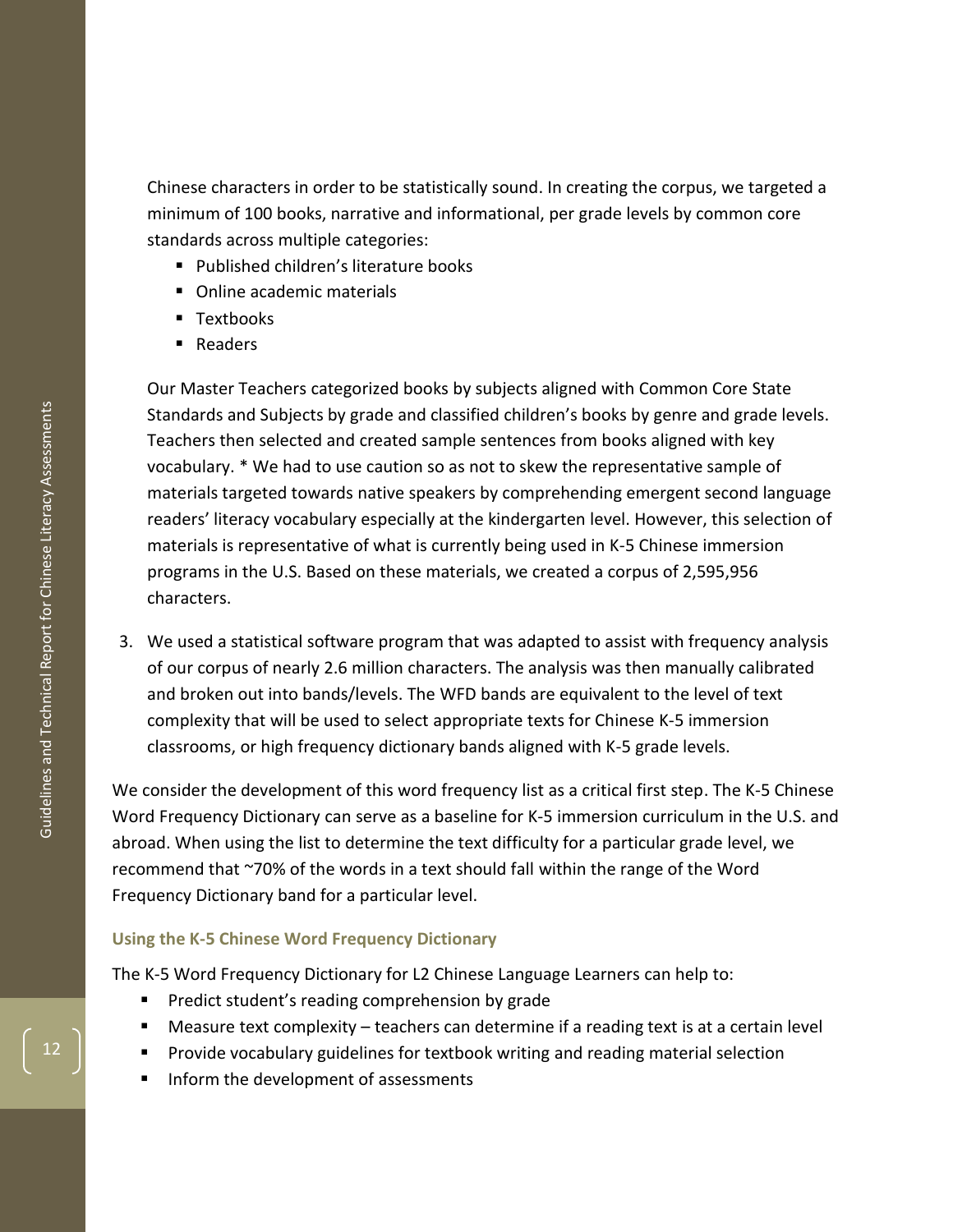Chinese characters in order to be statistically sound. In creating the corpus, we targeted a minimum of 100 books, narrative and informational, per grade levels by common core standards across multiple categories:

- Published children's literature books
- Online academic materials
- Textbooks
- Readers

Our Master Teachers categorized books by subjects aligned with Common Core State Standards and Subjects by grade and classified children's books by genre and grade levels. Teachers then selected and created sample sentences from books aligned with key vocabulary. * We had to use caution so as not to skew the representative sample of materials targeted towards native speakers by comprehending emergent second language readers' literacy vocabulary especially at the kindergarten level. However, this selection of materials is representative of what is currently being used in K-5 Chinese immersion programs in the U.S. Based on these materials, we created a corpus of 2,595,956 characters.

3. We used a statistical software program that was adapted to assist with frequency analysis of our corpus of nearly 2.6 million characters. The analysis was then manually calibrated and broken out into bands/levels. The WFD bands are equivalent to the level of text complexity that will be used to select appropriate texts for Chinese K-5 immersion classrooms, or high frequency dictionary bands aligned with K-5 grade levels.

We consider the development of this word frequency list as a critical first step. The K-5 Chinese Word Frequency Dictionary can serve as a baseline for K-5 immersion curriculum in the U.S. and abroad. When using the list to determine the text difficulty for a particular grade level, we recommend that ~70% of the words in a text should fall within the range of the Word Frequency Dictionary band for a particular level.

### Using the K-5 Chinese Word Frequency Dictionary

The K-5 Word Frequency Dictionary for L2 Chinese Language Learners can help to:

- Predict student's reading comprehension by grade
- Measure text complexity – teachers can determine if a reading text is at a certain level
- Provide vocabulary guidelines for textbook writing and reading material selection
- Inform the development of assessments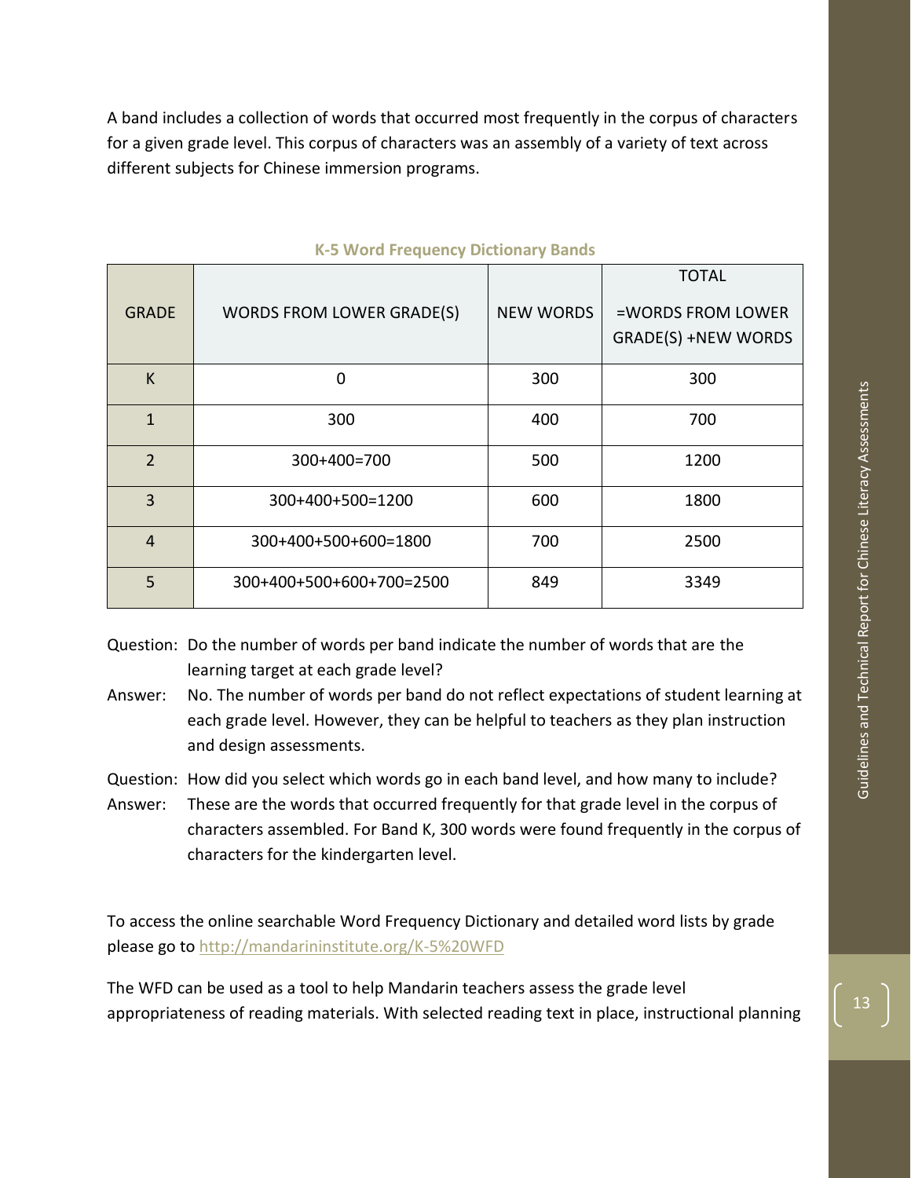A band includes a collection of words that occurred most frequently in the corpus of characters for a given grade level. This corpus of characters was an assembly of a variety of text across different subjects for Chinese immersion programs.

**K-5 Word Frequency Dictionary Bands**

| GRADE | WORDS FROM LOWER GRADE(S) | NEW WORDS | TOTAL =WORDS FROM LOWER GRADE(S) +NEW WORDS |
|---|---|---|---|
| K | 0 | 300 | 300 |
| 1 | 300 | 400 | 700 |
| 2 | 300+400=700 | 500 | 1200 |
| 3 | 300+400+500=1200 | 600 | 1800 |
| 4 | 300+400+500+600=1800 | 700 | 2500 |
| 5 | 300+400+500+600+700=2500 | 849 | 3349 |

Question: Do the number of words per band indicate the number of words that are the learning target at each grade level?

Answer: No. The number of words per band do not reflect expectations of student learning at each grade level. However, they can be helpful to teachers as they plan instruction and design assessments.

Question: How did you select which words go in each band level, and how many to include?

Answer: These are the words that occurred frequently for that grade level in the corpus of characters assembled. For Band K, 300 words were found frequently in the corpus of characters for the kindergarten level.

To access the online searchable Word Frequency Dictionary and detailed word lists by grade please go to http://mandarininstitute.org/K-5%20WFD

The WFD can be used as a tool to help Mandarin teachers assess the grade level appropriateness of reading materials. With selected reading text in place, instructional planning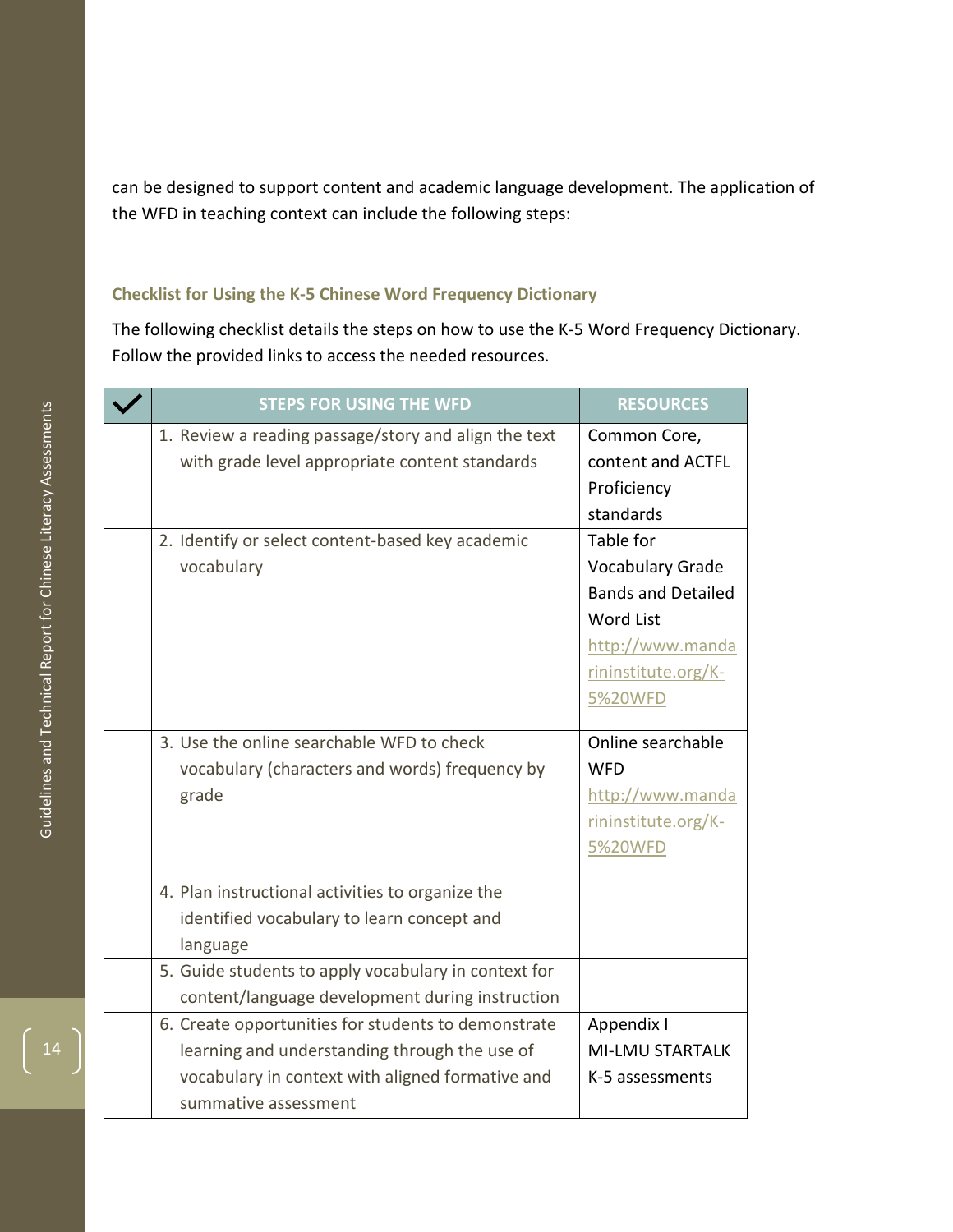can be designed to support content and academic language development. The application of the WFD in teaching context can include the following steps:

### Checklist for Using the K-5 Chinese Word Frequency Dictionary

The following checklist details the steps on how to use the K-5 Word Frequency Dictionary. Follow the provided links to access the needed resources.

| ✓ | STEPS FOR USING THE WFD | RESOURCES |
|---|---|---|
| | 1. Review a reading passage/story and align the text with grade level appropriate content standards | Common Core, content and ACTFL Proficiency standards |
| | 2. Identify or select content-based key academic vocabulary | Table for Vocabulary Grade Bands and Detailed Word List http://www.mandarininstitute.org/K-5%20WFD |
| | 3. Use the online searchable WFD to check vocabulary (characters and words) frequency by grade | Online searchable WFD http://www.mandarininstitute.org/K-5%20WFD |
| | 4. Plan instructional activities to organize the identified vocabulary to learn concept and language | |
| | 5. Guide students to apply vocabulary in context for content/language development during instruction | |
| | 6. Create opportunities for students to demonstrate learning and understanding through the use of vocabulary in context with aligned formative and summative assessment | Appendix I MI-LMU STARTALK K-5 assessments |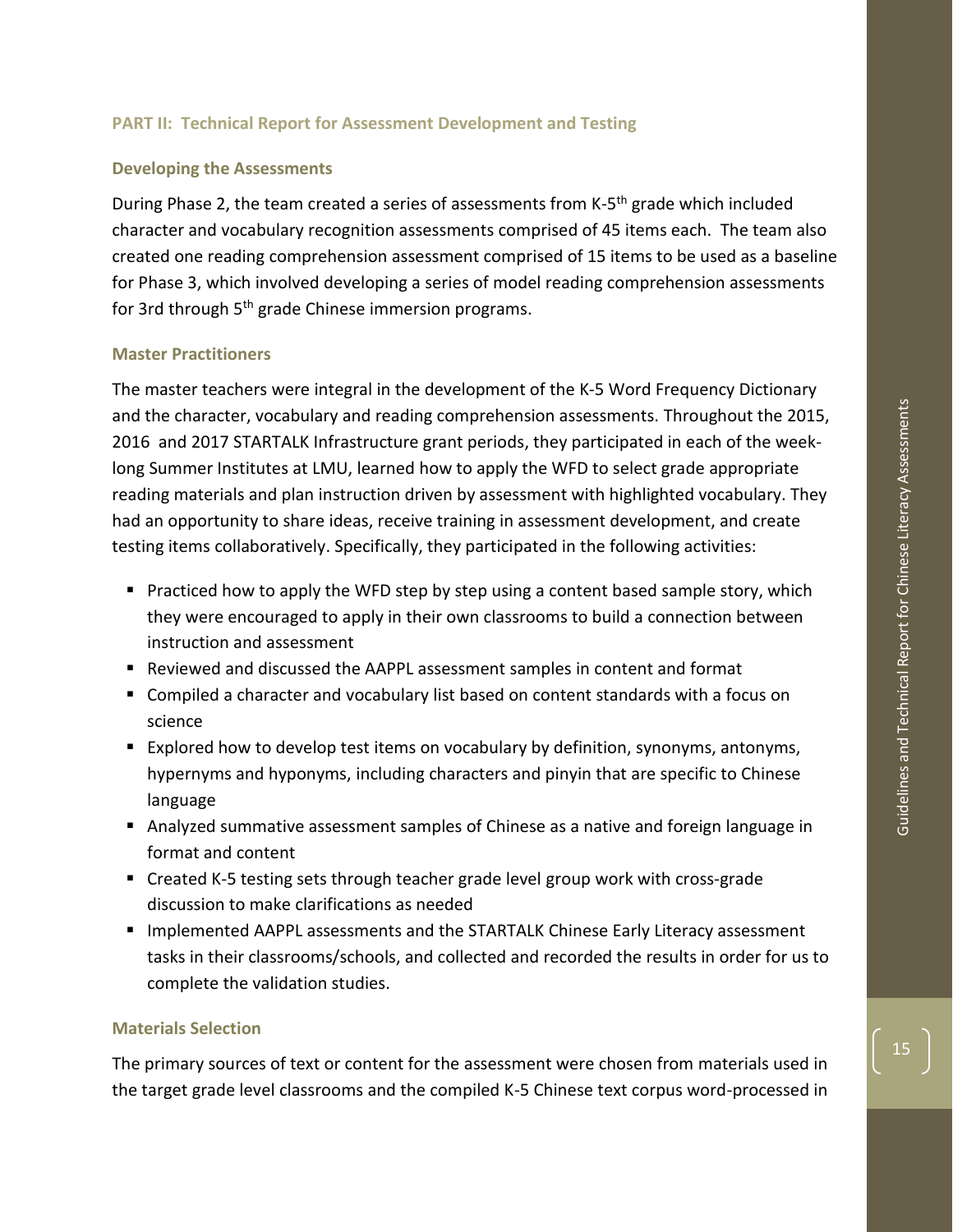## PART II: Technical Report for Assessment Development and Testing

### Developing the Assessments

During Phase 2, the team created a series of assessments from K-5th grade which included character and vocabulary recognition assessments comprised of 45 items each. The team also created one reading comprehension assessment comprised of 15 items to be used as a baseline for Phase 3, which involved developing a series of model reading comprehension assessments for 3rd through 5th grade Chinese immersion programs.

### Master Practitioners

The master teachers were integral in the development of the K-5 Word Frequency Dictionary and the character, vocabulary and reading comprehension assessments. Throughout the 2015, 2016 and 2017 STARTALK Infrastructure grant periods, they participated in each of the week-long Summer Institutes at LMU, learned how to apply the WFD to select grade appropriate reading materials and plan instruction driven by assessment with highlighted vocabulary. They had an opportunity to share ideas, receive training in assessment development, and create testing items collaboratively. Specifically, they participated in the following activities:

- Practiced how to apply the WFD step by step using a content based sample story, which they were encouraged to apply in their own classrooms to build a connection between instruction and assessment
- Reviewed and discussed the AAPPL assessment samples in content and format
- Compiled a character and vocabulary list based on content standards with a focus on science
- Explored how to develop test items on vocabulary by definition, synonyms, antonyms, hypernyms and hyponyms, including characters and pinyin that are specific to Chinese language
- Analyzed summative assessment samples of Chinese as a native and foreign language in format and content
- Created K-5 testing sets through teacher grade level group work with cross-grade discussion to make clarifications as needed
- Implemented AAPPL assessments and the STARTALK Chinese Early Literacy assessment tasks in their classrooms/schools, and collected and recorded the results in order for us to complete the validation studies.

### Materials Selection

The primary sources of text or content for the assessment were chosen from materials used in the target grade level classrooms and the compiled K-5 Chinese text corpus word-processed in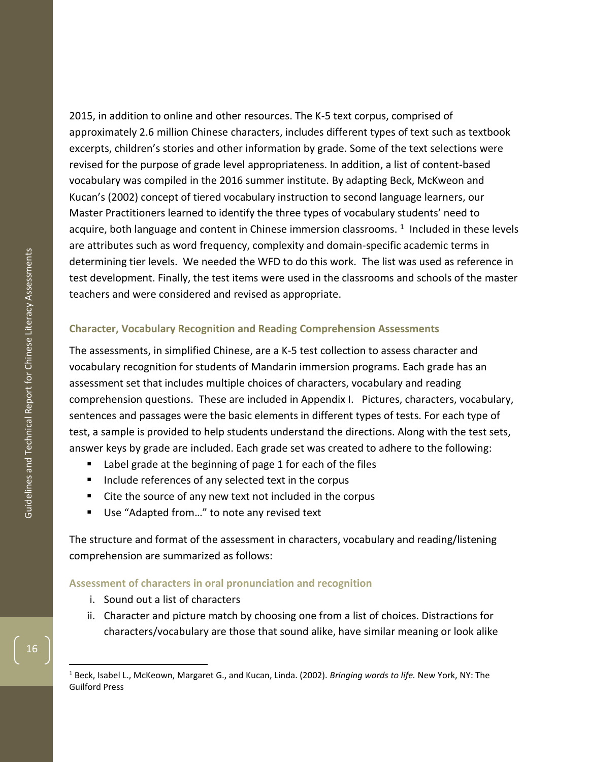2015, in addition to online and other resources. The K-5 text corpus, comprised of approximately 2.6 million Chinese characters, includes different types of text such as textbook excerpts, children's stories and other information by grade. Some of the text selections were revised for the purpose of grade level appropriateness. In addition, a list of content-based vocabulary was compiled in the 2016 summer institute. By adapting Beck, McKweon and Kucan's (2002) concept of tiered vocabulary instruction to second language learners, our Master Practitioners learned to identify the three types of vocabulary students' need to acquire, both language and content in Chinese immersion classrooms. [1] Included in these levels are attributes such as word frequency, complexity and domain-specific academic terms in determining tier levels. We needed the WFD to do this work. The list was used as reference in test development. Finally, the test items were used in the classrooms and schools of the master teachers and were considered and revised as appropriate.

### Character, Vocabulary Recognition and Reading Comprehension Assessments

The assessments, in simplified Chinese, are a K-5 test collection to assess character and vocabulary recognition for students of Mandarin immersion programs. Each grade has an assessment set that includes multiple choices of characters, vocabulary and reading comprehension questions. These are included in Appendix I. Pictures, characters, vocabulary, sentences and passages were the basic elements in different types of tests. For each type of test, a sample is provided to help students understand the directions. Along with the test sets, answer keys by grade are included. Each grade set was created to adhere to the following:

- Label grade at the beginning of page 1 for each of the files
- Include references of any selected text in the corpus
- Cite the source of any new text not included in the corpus
- Use "Adapted from…" to note any revised text

The structure and format of the assessment in characters, vocabulary and reading/listening comprehension are summarized as follows:

#### Assessment of characters in oral pronunciation and recognition

i. Sound out a list of characters
ii. Character and picture match by choosing one from a list of choices. Distractions for characters/vocabulary are those that sound alike, have similar meaning or look alike

---

[1] Beck, Isabel L., McKeown, Margaret G., and Kucan, Linda. (2002). *Bringing words to life.* New York, NY: The Guilford Press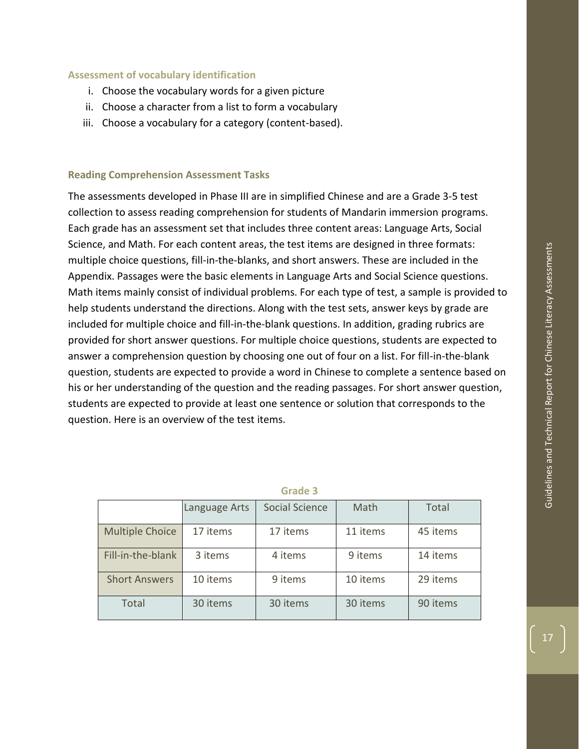### Assessment of vocabulary identification

i. Choose the vocabulary words for a given picture
ii. Choose a character from a list to form a vocabulary
iii. Choose a vocabulary for a category (content-based).

### Reading Comprehension Assessment Tasks

The assessments developed in Phase III are in simplified Chinese and are a Grade 3-5 test collection to assess reading comprehension for students of Mandarin immersion programs. Each grade has an assessment set that includes three content areas: Language Arts, Social Science, and Math. For each content areas, the test items are designed in three formats: multiple choice questions, fill-in-the-blanks, and short answers. These are included in the Appendix. Passages were the basic elements in Language Arts and Social Science questions. Math items mainly consist of individual problems. For each type of test, a sample is provided to help students understand the directions. Along with the test sets, answer keys by grade are included for multiple choice and fill-in-the-blank questions. In addition, grading rubrics are provided for short answer questions. For multiple choice questions, students are expected to answer a comprehension question by choosing one out of four on a list. For fill-in-the-blank question, students are expected to provide a word in Chinese to complete a sentence based on his or her understanding of the question and the reading passages. For short answer question, students are expected to provide at least one sentence or solution that corresponds to the question. Here is an overview of the test items.

**Grade 3**

| | Language Arts | Social Science | Math | Total |
|---|---|---|---|---|
| Multiple Choice | 17 items | 17 items | 11 items | 45 items |
| Fill-in-the-blank | 3 items | 4 items | 9 items | 14 items |
| Short Answers | 10 items | 9 items | 10 items | 29 items |
| Total | 30 items | 30 items | 30 items | 90 items |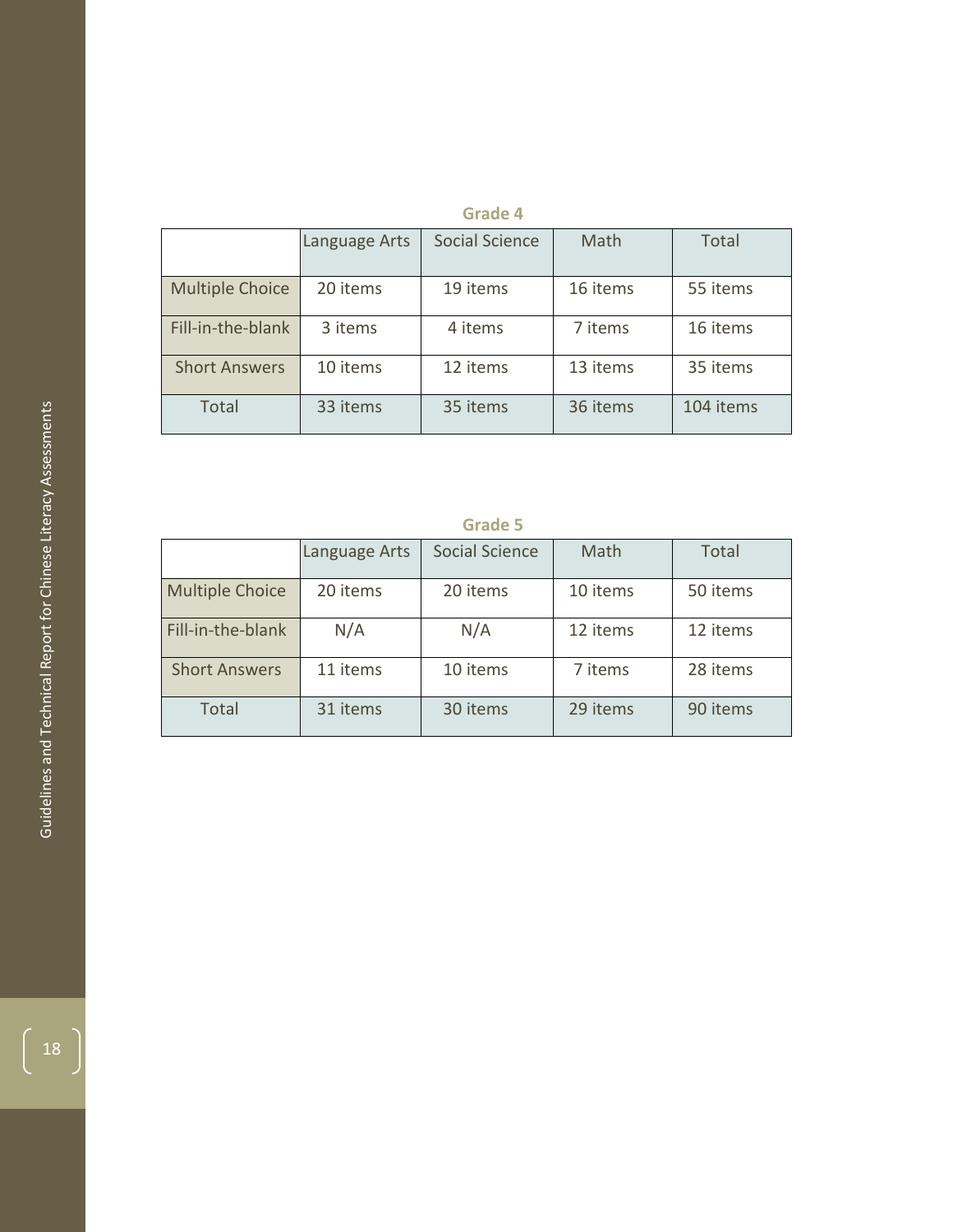**Grade 4**

| | Language Arts | Social Science | Math | Total |
|---|---|---|---|---|
| Multiple Choice | 20 items | 19 items | 16 items | 55 items |
| Fill-in-the-blank | 3 items | 4 items | 7 items | 16 items |
| Short Answers | 10 items | 12 items | 13 items | 35 items |
| Total | 33 items | 35 items | 36 items | 104 items |

**Grade 5**

| | Language Arts | Social Science | Math | Total |
|---|---|---|---|---|
| Multiple Choice | 20 items | 20 items | 10 items | 50 items |
| Fill-in-the-blank | N/A | N/A | 12 items | 12 items |
| Short Answers | 11 items | 10 items | 7 items | 28 items |
| Total | 31 items | 30 items | 29 items | 90 items |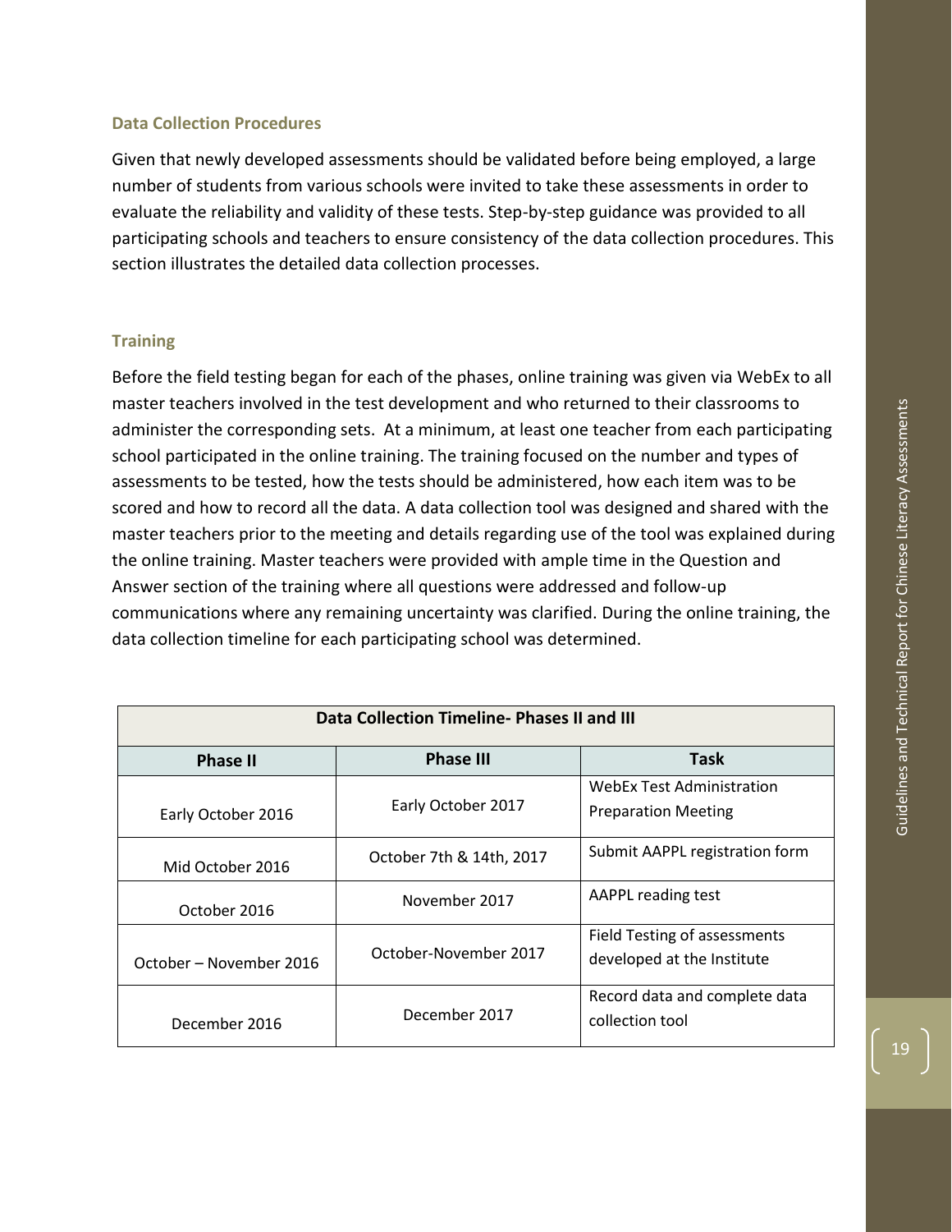### Data Collection Procedures

Given that newly developed assessments should be validated before being employed, a large number of students from various schools were invited to take these assessments in order to evaluate the reliability and validity of these tests. Step-by-step guidance was provided to all participating schools and teachers to ensure consistency of the data collection procedures. This section illustrates the detailed data collection processes.

### Training

Before the field testing began for each of the phases, online training was given via WebEx to all master teachers involved in the test development and who returned to their classrooms to administer the corresponding sets. At a minimum, at least one teacher from each participating school participated in the online training. The training focused on the number and types of assessments to be tested, how the tests should be administered, how each item was to be scored and how to record all the data. A data collection tool was designed and shared with the master teachers prior to the meeting and details regarding use of the tool was explained during the online training. Master teachers were provided with ample time in the Question and Answer section of the training where all questions were addressed and follow-up communications where any remaining uncertainty was clarified. During the online training, the data collection timeline for each participating school was determined.

| Data Collection Timeline- Phases II and III | | |
|---|---|---|
| **Phase II** | **Phase III** | **Task** |
| Early October 2016 | Early October 2017 | WebEx Test Administration Preparation Meeting |
| Mid October 2016 | October 7th & 14th, 2017 | Submit AAPPL registration form |
| October 2016 | November 2017 | AAPPL reading test |
| October – November 2016 | October-November 2017 | Field Testing of assessments developed at the Institute |
| December 2016 | December 2017 | Record data and complete data collection tool |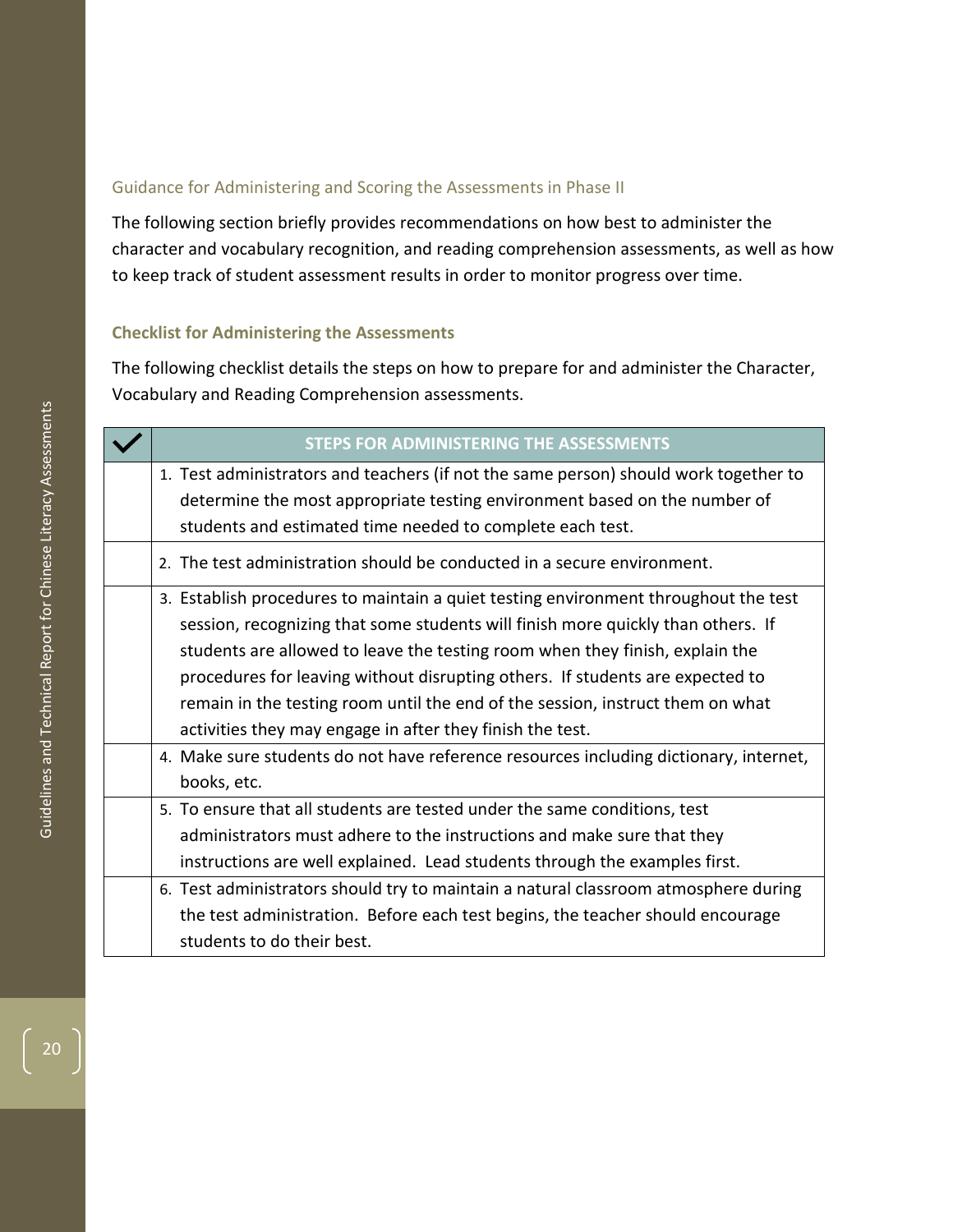## Guidance for Administering and Scoring the Assessments in Phase II

The following section briefly provides recommendations on how best to administer the character and vocabulary recognition, and reading comprehension assessments, as well as how to keep track of student assessment results in order to monitor progress over time.

### Checklist for Administering the Assessments

The following checklist details the steps on how to prepare for and administer the Character, Vocabulary and Reading Comprehension assessments.

| ✓ | STEPS FOR ADMINISTERING THE ASSESSMENTS |
|---|---|
| | 1. Test administrators and teachers (if not the same person) should work together to determine the most appropriate testing environment based on the number of students and estimated time needed to complete each test. |
| | 2. The test administration should be conducted in a secure environment. |
| | 3. Establish procedures to maintain a quiet testing environment throughout the test session, recognizing that some students will finish more quickly than others. If students are allowed to leave the testing room when they finish, explain the procedures for leaving without disrupting others. If students are expected to remain in the testing room until the end of the session, instruct them on what activities they may engage in after they finish the test. |
| | 4. Make sure students do not have reference resources including dictionary, internet, books, etc. |
| | 5. To ensure that all students are tested under the same conditions, test administrators must adhere to the instructions and make sure that they instructions are well explained. Lead students through the examples first. |
| | 6. Test administrators should try to maintain a natural classroom atmosphere during the test administration. Before each test begins, the teacher should encourage students to do their best. |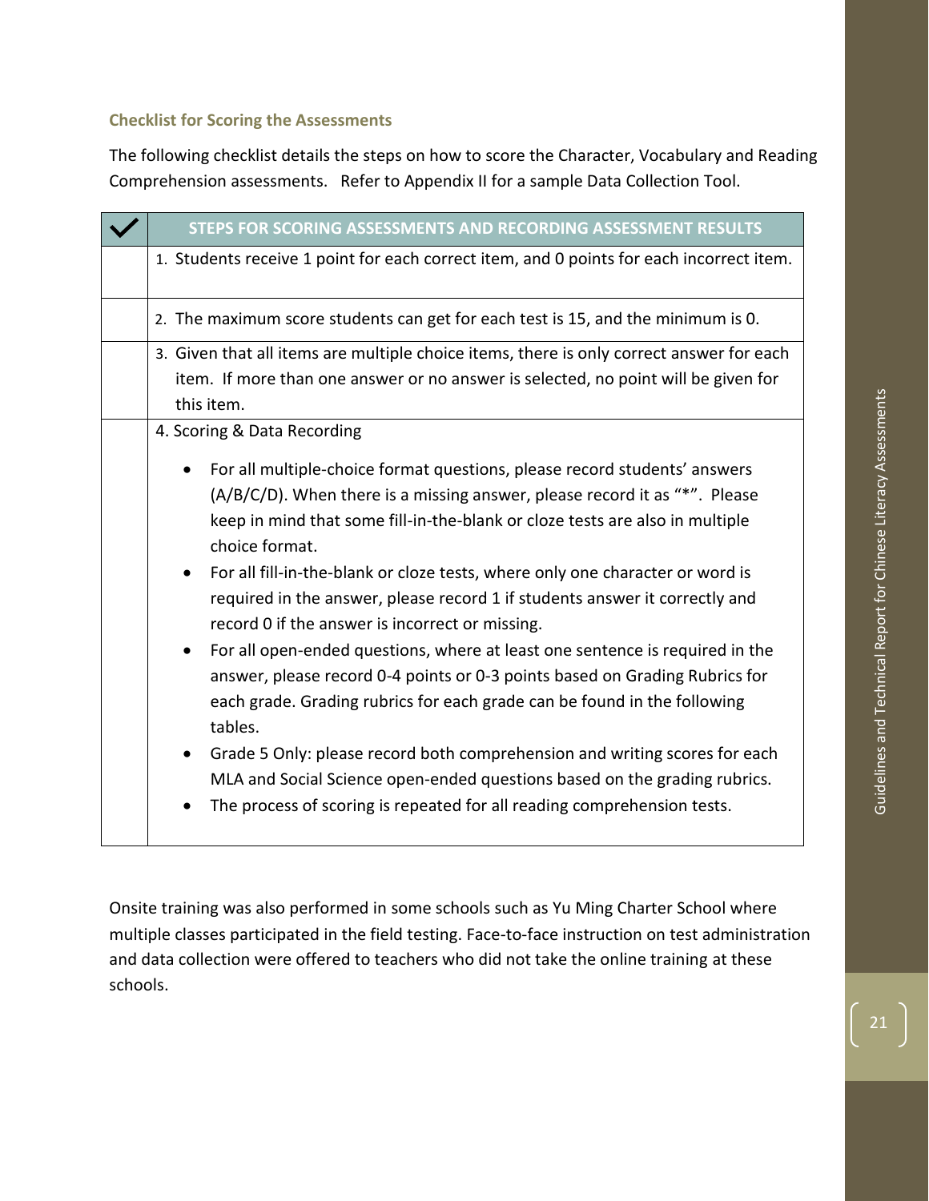### Checklist for Scoring the Assessments

The following checklist details the steps on how to score the Character, Vocabulary and Reading Comprehension assessments. Refer to Appendix II for a sample Data Collection Tool.

| ✓ | STEPS FOR SCORING ASSESSMENTS AND RECORDING ASSESSMENT RESULTS |
|---|---|
| | 1. Students receive 1 point for each correct item, and 0 points for each incorrect item. |
| | 2. The maximum score students can get for each test is 15, and the minimum is 0. |
| | 3. Given that all items are multiple choice items, there is only correct answer for each item. If more than one answer or no answer is selected, no point will be given for this item. |
| | 4. Scoring & Data Recording<br>• For all multiple-choice format questions, please record students' answers (A/B/C/D). When there is a missing answer, please record it as "*". Please keep in mind that some fill-in-the-blank or cloze tests are also in multiple choice format.<br>• For all fill-in-the-blank or cloze tests, where only one character or word is required in the answer, please record 1 if students answer it correctly and record 0 if the answer is incorrect or missing.<br>• For all open-ended questions, where at least one sentence is required in the answer, please record 0-4 points or 0-3 points based on Grading Rubrics for each grade. Grading rubrics for each grade can be found in the following tables.<br>• Grade 5 Only: please record both comprehension and writing scores for each MLA and Social Science open-ended questions based on the grading rubrics.<br>• The process of scoring is repeated for all reading comprehension tests. |

Onsite training was also performed in some schools such as Yu Ming Charter School where multiple classes participated in the field testing. Face-to-face instruction on test administration and data collection were offered to teachers who did not take the online training at these schools.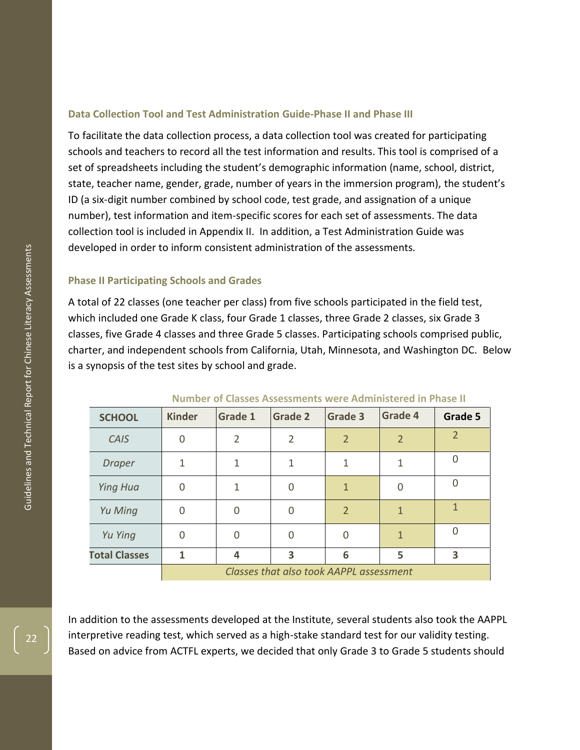### Data Collection Tool and Test Administration Guide-Phase II and Phase III

To facilitate the data collection process, a data collection tool was created for participating schools and teachers to record all the test information and results. This tool is comprised of a set of spreadsheets including the student's demographic information (name, school, district, state, teacher name, gender, grade, number of years in the immersion program), the student's ID (a six-digit number combined by school code, test grade, and assignation of a unique number), test information and item-specific scores for each set of assessments. The data collection tool is included in Appendix II. In addition, a Test Administration Guide was developed in order to inform consistent administration of the assessments.

### Phase II Participating Schools and Grades

A total of 22 classes (one teacher per class) from five schools participated in the field test, which included one Grade K class, four Grade 1 classes, three Grade 2 classes, six Grade 3 classes, five Grade 4 classes and three Grade 5 classes. Participating schools comprised public, charter, and independent schools from California, Utah, Minnesota, and Washington DC. Below is a synopsis of the test sites by school and grade.

**Number of Classes Assessments were Administered in Phase II**

| SCHOOL | Kinder | Grade 1 | Grade 2 | Grade 3 | Grade 4 | Grade 5 |
|---|---|---|---|---|---|---|
| *CAIS* | 0 | 2 | 2 | 2 | 2 | 2 |
| *Draper* | 1 | 1 | 1 | 1 | 1 | 0 |
| *Ying Hua* | 0 | 1 | 0 | 1 | 0 | 0 |
| *Yu Ming* | 0 | 0 | 0 | 2 | 1 | 1 |
| *Yu Ying* | 0 | 0 | 0 | 0 | 1 | 0 |
| **Total Classes** | **1** | **4** | **3** | **6** | **5** | **3** |

*Classes that also took AAPPL assessment*

In addition to the assessments developed at the Institute, several students also took the AAPPL interpretive reading test, which served as a high-stake standard test for our validity testing. Based on advice from ACTFL experts, we decided that only Grade 3 to Grade 5 students should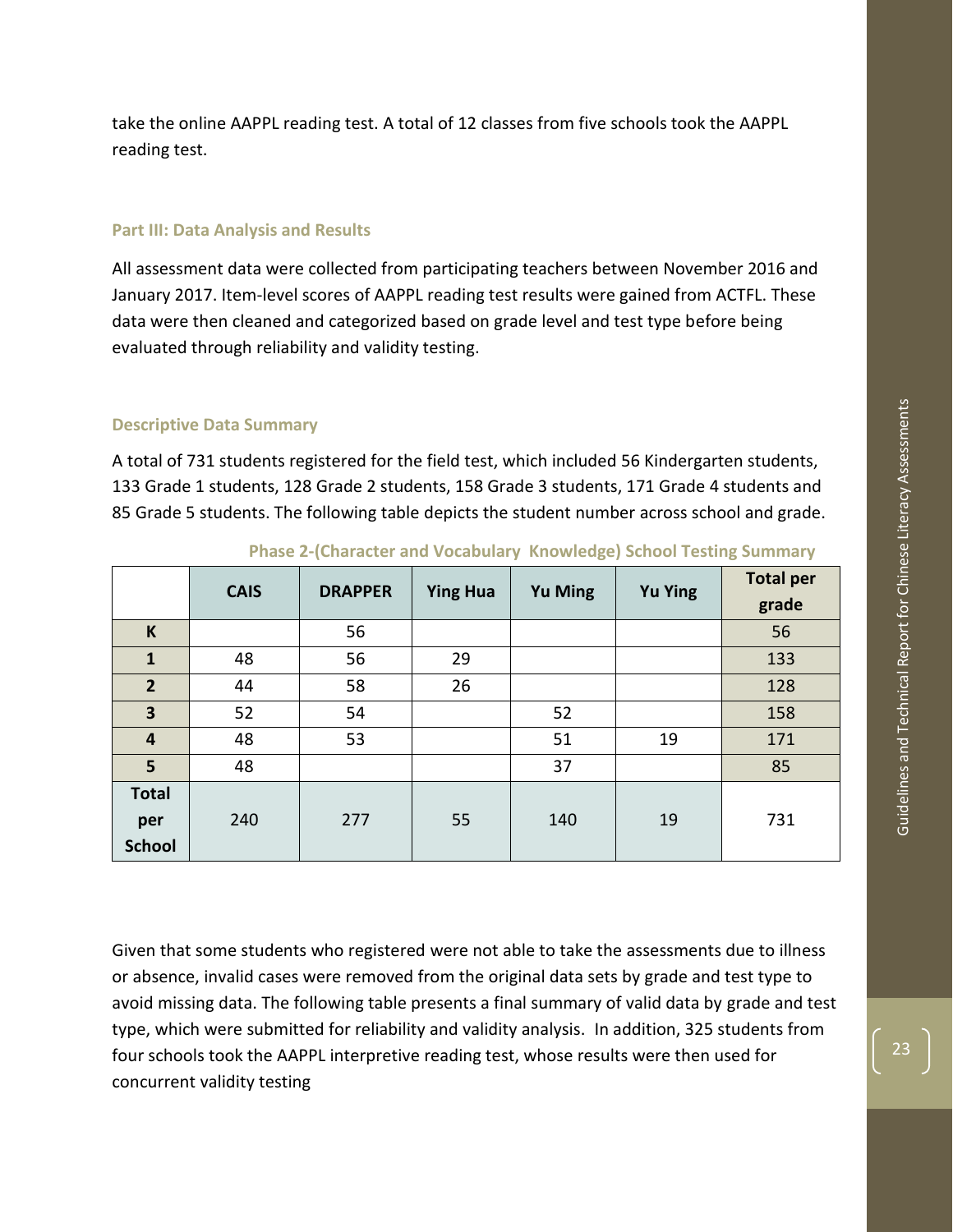take the online AAPPL reading test. A total of 12 classes from five schools took the AAPPL reading test.

### Part III: Data Analysis and Results

All assessment data were collected from participating teachers between November 2016 and January 2017. Item-level scores of AAPPL reading test results were gained from ACTFL. These data were then cleaned and categorized based on grade level and test type before being evaluated through reliability and validity testing.

### Descriptive Data Summary

A total of 731 students registered for the field test, which included 56 Kindergarten students, 133 Grade 1 students, 128 Grade 2 students, 158 Grade 3 students, 171 Grade 4 students and 85 Grade 5 students. The following table depicts the student number across school and grade.

**Phase 2-(Character and Vocabulary Knowledge) School Testing Summary**

| | CAIS | DRAPPER | Ying Hua | Yu Ming | Yu Ying | Total per grade |
|---|---|---|---|---|---|---|
| **K** | | 56 | | | | 56 |
| **1** | 48 | 56 | 29 | | | 133 |
| **2** | 44 | 58 | 26 | | | 128 |
| **3** | 52 | 54 | | 52 | | 158 |
| **4** | 48 | 53 | | 51 | 19 | 171 |
| **5** | 48 | | | 37 | | 85 |
| **Total per School** | 240 | 277 | 55 | 140 | 19 | 731 |

Given that some students who registered were not able to take the assessments due to illness or absence, invalid cases were removed from the original data sets by grade and test type to avoid missing data. The following table presents a final summary of valid data by grade and test type, which were submitted for reliability and validity analysis. In addition, 325 students from four schools took the AAPPL interpretive reading test, whose results were then used for concurrent validity testing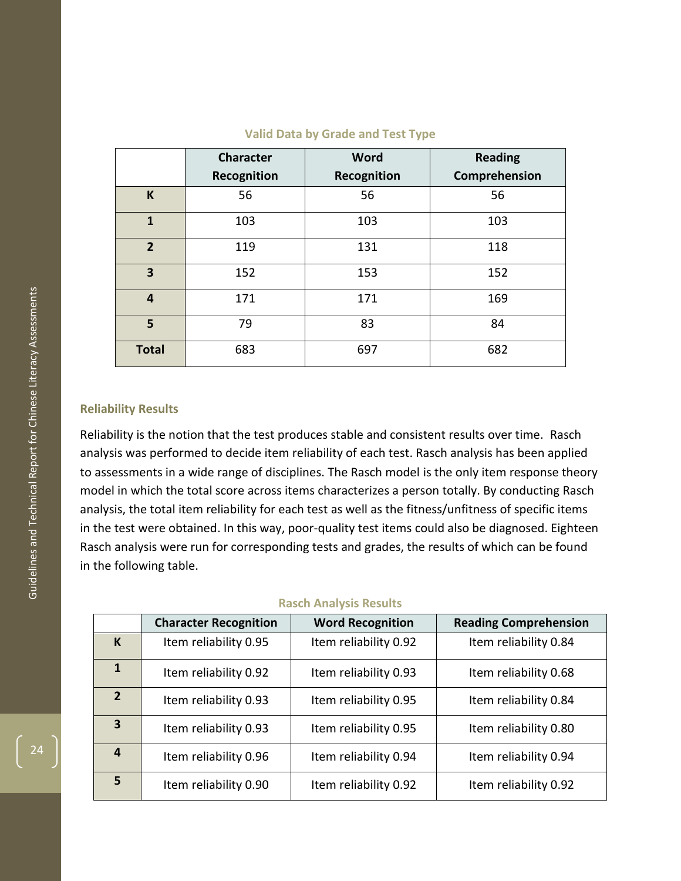**Valid Data by Grade and Test Type**

| | Character Recognition | Word Recognition | Reading Comprehension |
|---|---|---|---|
| **K** | 56 | 56 | 56 |
| **1** | 103 | 103 | 103 |
| **2** | 119 | 131 | 118 |
| **3** | 152 | 153 | 152 |
| **4** | 171 | 171 | 169 |
| **5** | 79 | 83 | 84 |
| **Total** | 683 | 697 | 682 |

### Reliability Results

Reliability is the notion that the test produces stable and consistent results over time. Rasch analysis was performed to decide item reliability of each test. Rasch analysis has been applied to assessments in a wide range of disciplines. The Rasch model is the only item response theory model in which the total score across items characterizes a person totally. By conducting Rasch analysis, the total item reliability for each test as well as the fitness/unfitness of specific items in the test were obtained. In this way, poor-quality test items could also be diagnosed. Eighteen Rasch analysis were run for corresponding tests and grades, the results of which can be found in the following table.

**Rasch Analysis Results**

| | Character Recognition | Word Recognition | Reading Comprehension |
|---|---|---|---|
| **K** | Item reliability 0.95 | Item reliability 0.92 | Item reliability 0.84 |
| **1** | Item reliability 0.92 | Item reliability 0.93 | Item reliability 0.68 |
| **2** | Item reliability 0.93 | Item reliability 0.95 | Item reliability 0.84 |
| **3** | Item reliability 0.93 | Item reliability 0.95 | Item reliability 0.80 |
| **4** | Item reliability 0.96 | Item reliability 0.94 | Item reliability 0.94 |
| **5** | Item reliability 0.90 | Item reliability 0.92 | Item reliability 0.92 |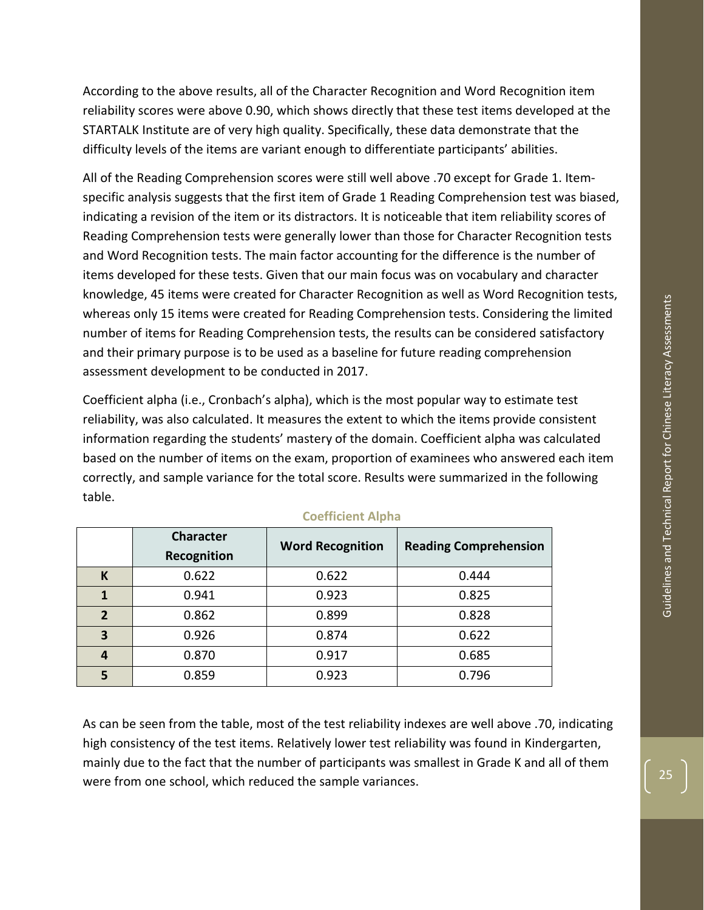According to the above results, all of the Character Recognition and Word Recognition item reliability scores were above 0.90, which shows directly that these test items developed at the STARTALK Institute are of very high quality. Specifically, these data demonstrate that the difficulty levels of the items are variant enough to differentiate participants' abilities.

All of the Reading Comprehension scores were still well above .70 except for Grade 1. Item-specific analysis suggests that the first item of Grade 1 Reading Comprehension test was biased, indicating a revision of the item or its distractors. It is noticeable that item reliability scores of Reading Comprehension tests were generally lower than those for Character Recognition tests and Word Recognition tests. The main factor accounting for the difference is the number of items developed for these tests. Given that our main focus was on vocabulary and character knowledge, 45 items were created for Character Recognition as well as Word Recognition tests, whereas only 15 items were created for Reading Comprehension tests. Considering the limited number of items for Reading Comprehension tests, the results can be considered satisfactory and their primary purpose is to be used as a baseline for future reading comprehension assessment development to be conducted in 2017.

Coefficient alpha (i.e., Cronbach's alpha), which is the most popular way to estimate test reliability, was also calculated. It measures the extent to which the items provide consistent information regarding the students' mastery of the domain. Coefficient alpha was calculated based on the number of items on the exam, proportion of examinees who answered each item correctly, and sample variance for the total score. Results were summarized in the following table.

**Coefficient Alpha**

| | Character Recognition | Word Recognition | Reading Comprehension |
|---|---|---|---|
| **K** | 0.622 | 0.622 | 0.444 |
| **1** | 0.941 | 0.923 | 0.825 |
| **2** | 0.862 | 0.899 | 0.828 |
| **3** | 0.926 | 0.874 | 0.622 |
| **4** | 0.870 | 0.917 | 0.685 |
| **5** | 0.859 | 0.923 | 0.796 |

As can be seen from the table, most of the test reliability indexes are well above .70, indicating high consistency of the test items. Relatively lower test reliability was found in Kindergarten, mainly due to the fact that the number of participants was smallest in Grade K and all of them were from one school, which reduced the sample variances.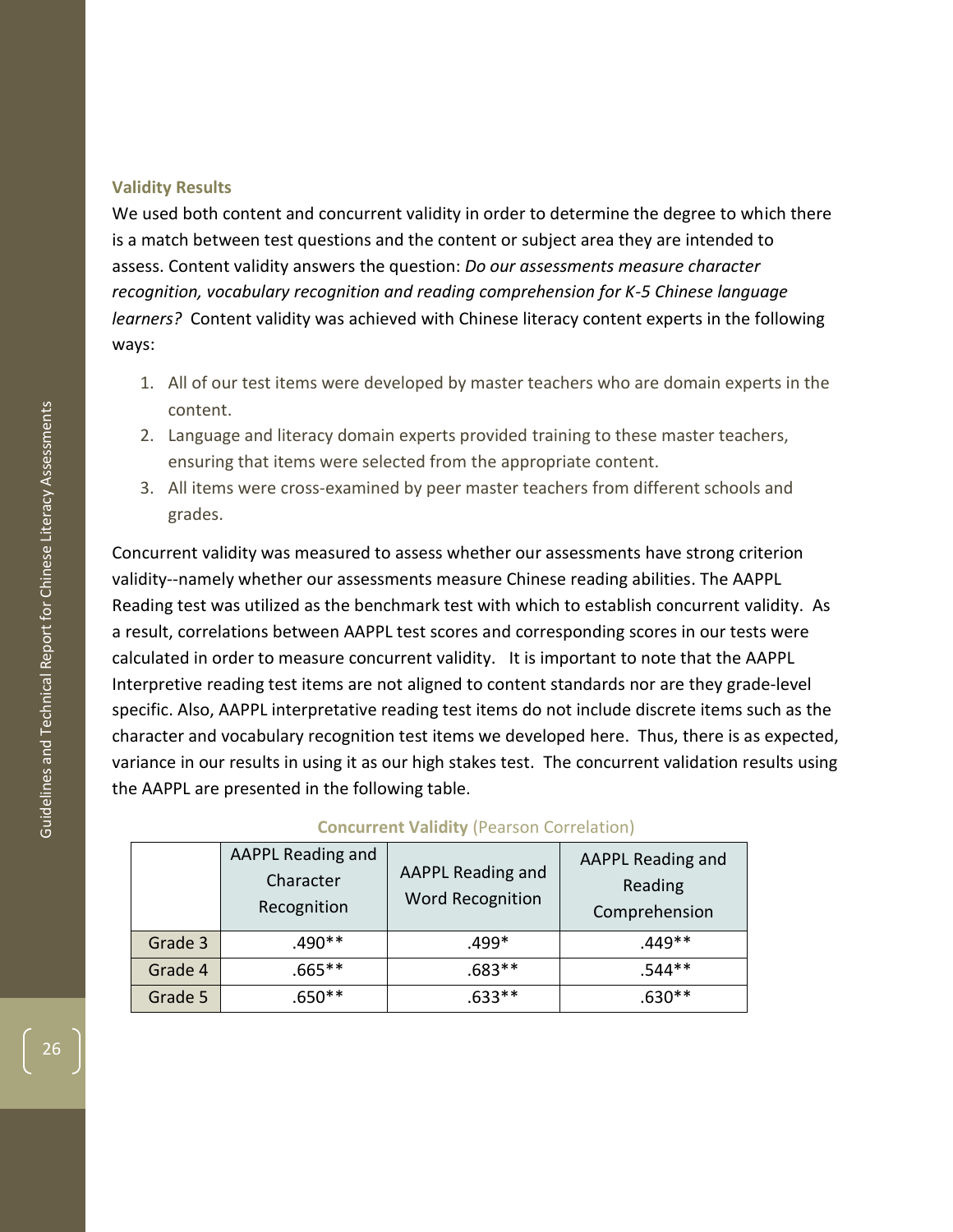### Validity Results

We used both content and concurrent validity in order to determine the degree to which there is a match between test questions and the content or subject area they are intended to assess. Content validity answers the question: *Do our assessments measure character recognition, vocabulary recognition and reading comprehension for K-5 Chinese language learners?* Content validity was achieved with Chinese literacy content experts in the following ways:

1. All of our test items were developed by master teachers who are domain experts in the content.
2. Language and literacy domain experts provided training to these master teachers, ensuring that items were selected from the appropriate content.
3. All items were cross-examined by peer master teachers from different schools and grades.

Concurrent validity was measured to assess whether our assessments have strong criterion validity--namely whether our assessments measure Chinese reading abilities. The AAPPL Reading test was utilized as the benchmark test with which to establish concurrent validity. As a result, correlations between AAPPL test scores and corresponding scores in our tests were calculated in order to measure concurrent validity. It is important to note that the AAPPL Interpretive reading test items are not aligned to content standards nor are they grade-level specific. Also, AAPPL interpretative reading test items do not include discrete items such as the character and vocabulary recognition test items we developed here. Thus, there is as expected, variance in our results in using it as our high stakes test. The concurrent validation results using the AAPPL are presented in the following table.

**Concurrent Validity** (Pearson Correlation)

| | AAPPL Reading and Character Recognition | AAPPL Reading and Word Recognition | AAPPL Reading and Reading Comprehension |
|---|---|---|---|
| Grade 3 | .490** | .499* | .449** |
| Grade 4 | .665** | .683** | .544** |
| Grade 5 | .650** | .633** | .630** |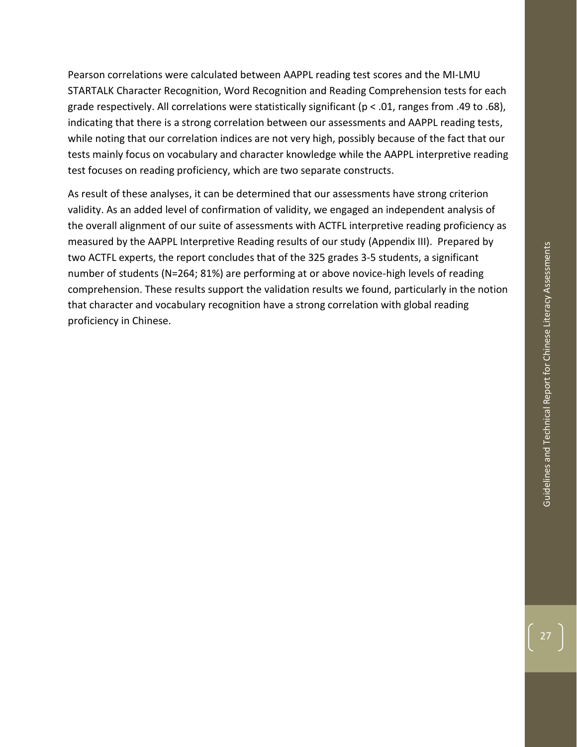Pearson correlations were calculated between AAPPL reading test scores and the MI-LMU STARTALK Character Recognition, Word Recognition and Reading Comprehension tests for each grade respectively. All correlations were statistically significant ($p < .01$, ranges from .49 to .68), indicating that there is a strong correlation between our assessments and AAPPL reading tests, while noting that our correlation indices are not very high, possibly because of the fact that our tests mainly focus on vocabulary and character knowledge while the AAPPL interpretive reading test focuses on reading proficiency, which are two separate constructs.

As result of these analyses, it can be determined that our assessments have strong criterion validity. As an added level of confirmation of validity, we engaged an independent analysis of the overall alignment of our suite of assessments with ACTFL interpretive reading proficiency as measured by the AAPPL Interpretive Reading results of our study (Appendix III). Prepared by two ACTFL experts, the report concludes that of the 325 grades 3-5 students, a significant number of students (N=264; 81%) are performing at or above novice-high levels of reading comprehension. These results support the validation results we found, particularly in the notion that character and vocabulary recognition have a strong correlation with global reading proficiency in Chinese.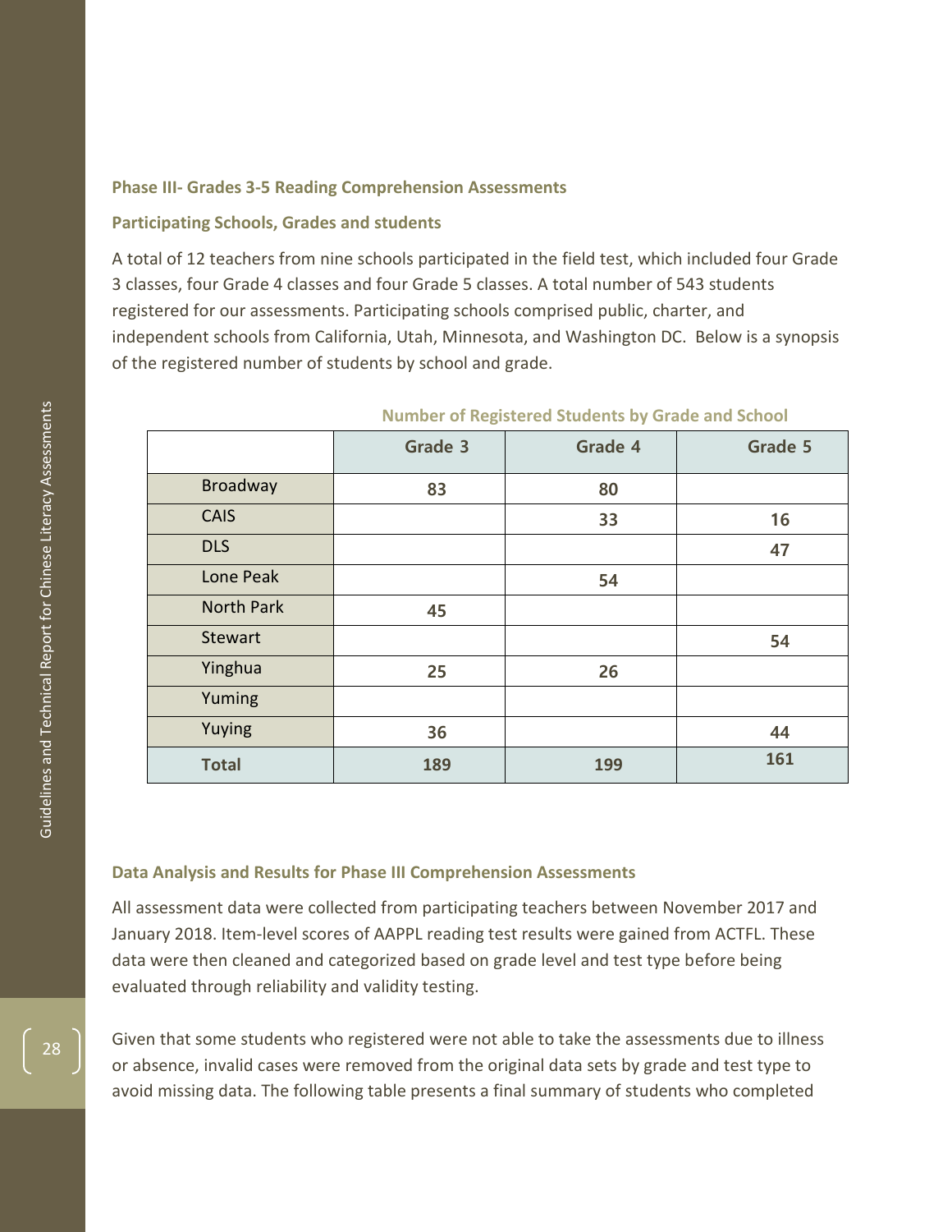### Phase III- Grades 3-5 Reading Comprehension Assessments

#### Participating Schools, Grades and students

A total of 12 teachers from nine schools participated in the field test, which included four Grade 3 classes, four Grade 4 classes and four Grade 5 classes. A total number of 543 students registered for our assessments. Participating schools comprised public, charter, and independent schools from California, Utah, Minnesota, and Washington DC. Below is a synopsis of the registered number of students by school and grade.

**Number of Registered Students by Grade and School**

| | Grade 3 | Grade 4 | Grade 5 |
|---|---|---|---|
| Broadway | 83 | 80 | |
| CAIS | | 33 | 16 |
| DLS | | | 47 |
| Lone Peak | | 54 | |
| North Park | 45 | | |
| Stewart | | | 54 |
| Yinghua | 25 | 26 | |
| Yuming | | | |
| Yuying | 36 | | 44 |
| **Total** | **189** | **199** | **161** |

#### Data Analysis and Results for Phase III Comprehension Assessments

All assessment data were collected from participating teachers between November 2017 and January 2018. Item-level scores of AAPPL reading test results were gained from ACTFL. These data were then cleaned and categorized based on grade level and test type before being evaluated through reliability and validity testing.

Given that some students who registered were not able to take the assessments due to illness or absence, invalid cases were removed from the original data sets by grade and test type to avoid missing data. The following table presents a final summary of students who completed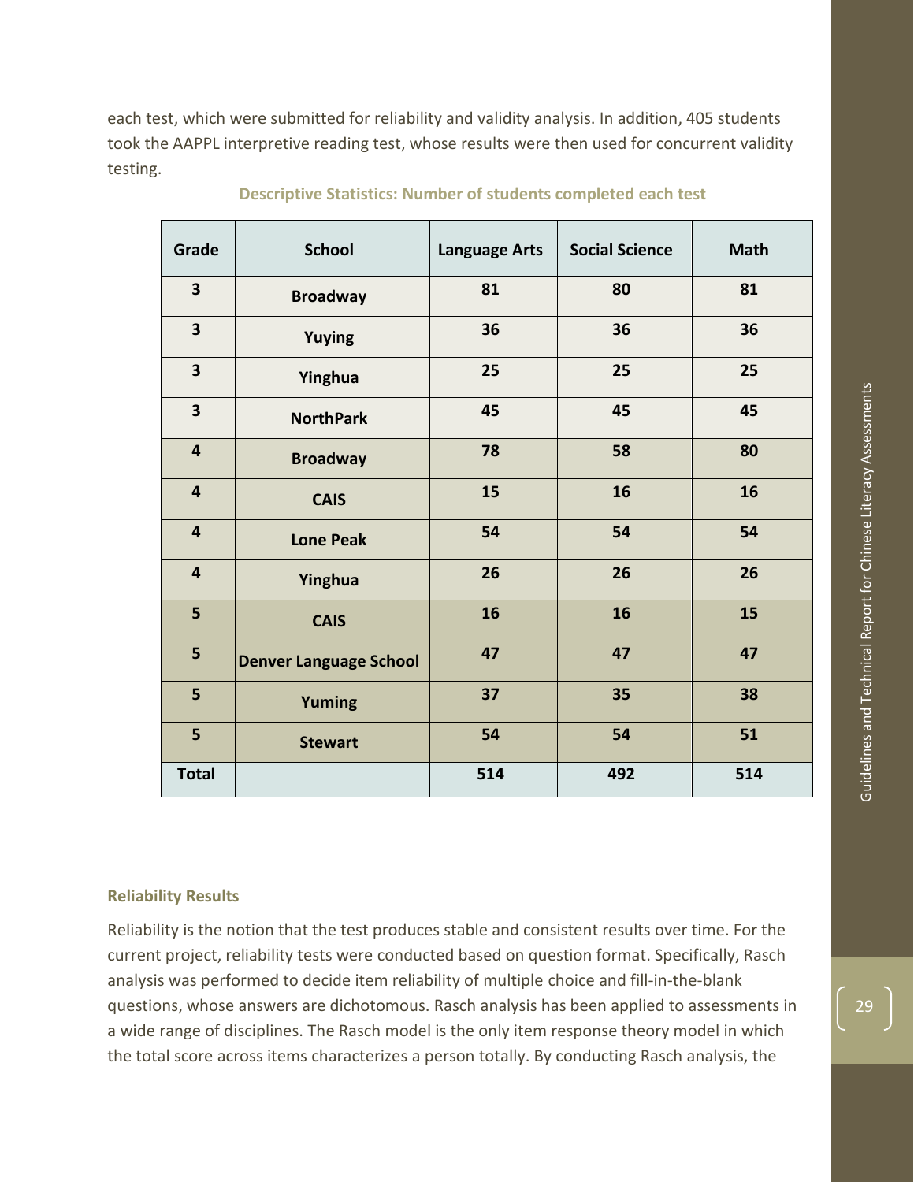each test, which were submitted for reliability and validity analysis. In addition, 405 students took the AAPPL interpretive reading test, whose results were then used for concurrent validity testing.

**Descriptive Statistics: Number of students completed each test**

| Grade | School | Language Arts | Social Science | Math |
|---|---|---|---|---|
| 3 | Broadway | 81 | 80 | 81 |
| 3 | Yuying | 36 | 36 | 36 |
| 3 | Yinghua | 25 | 25 | 25 |
| 3 | NorthPark | 45 | 45 | 45 |
| 4 | Broadway | 78 | 58 | 80 |
| 4 | CAIS | 15 | 16 | 16 |
| 4 | Lone Peak | 54 | 54 | 54 |
| 4 | Yinghua | 26 | 26 | 26 |
| 5 | CAIS | 16 | 16 | 15 |
| 5 | Denver Language School | 47 | 47 | 47 |
| 5 | Yuming | 37 | 35 | 38 |
| 5 | Stewart | 54 | 54 | 51 |
| Total | | 514 | 492 | 514 |

### Reliability Results

Reliability is the notion that the test produces stable and consistent results over time. For the current project, reliability tests were conducted based on question format. Specifically, Rasch analysis was performed to decide item reliability of multiple choice and fill-in-the-blank questions, whose answers are dichotomous. Rasch analysis has been applied to assessments in a wide range of disciplines. The Rasch model is the only item response theory model in which the total score across items characterizes a person totally. By conducting Rasch analysis, the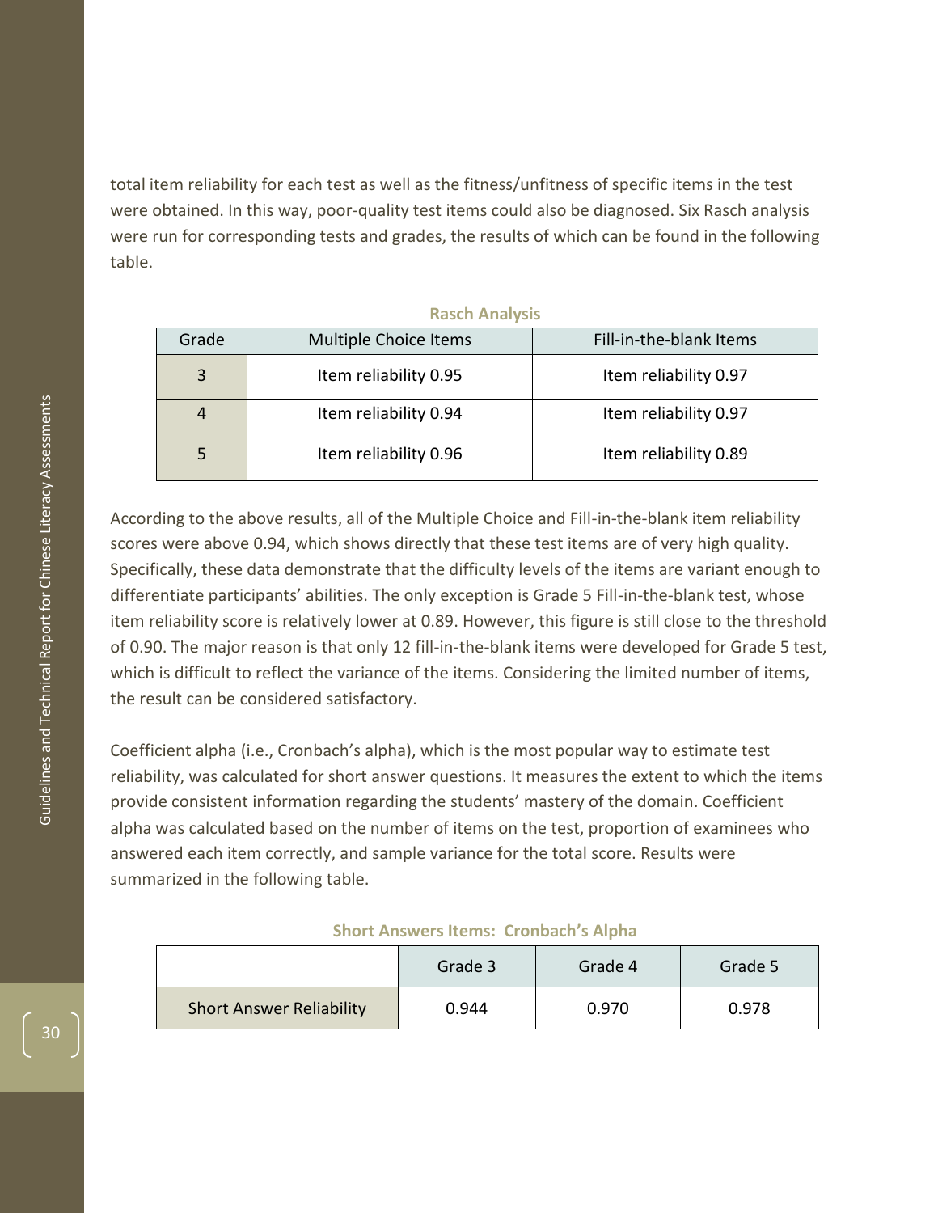total item reliability for each test as well as the fitness/unfitness of specific items in the test were obtained. In this way, poor-quality test items could also be diagnosed. Six Rasch analysis were run for corresponding tests and grades, the results of which can be found in the following table.

**Rasch Analysis**

| Grade | Multiple Choice Items | Fill-in-the-blank Items |
|---|---|---|
| 3 | Item reliability 0.95 | Item reliability 0.97 |
| 4 | Item reliability 0.94 | Item reliability 0.97 |
| 5 | Item reliability 0.96 | Item reliability 0.89 |

According to the above results, all of the Multiple Choice and Fill-in-the-blank item reliability scores were above 0.94, which shows directly that these test items are of very high quality. Specifically, these data demonstrate that the difficulty levels of the items are variant enough to differentiate participants' abilities. The only exception is Grade 5 Fill-in-the-blank test, whose item reliability score is relatively lower at 0.89. However, this figure is still close to the threshold of 0.90. The major reason is that only 12 fill-in-the-blank items were developed for Grade 5 test, which is difficult to reflect the variance of the items. Considering the limited number of items, the result can be considered satisfactory.

Coefficient alpha (i.e., Cronbach's alpha), which is the most popular way to estimate test reliability, was calculated for short answer questions. It measures the extent to which the items provide consistent information regarding the students' mastery of the domain. Coefficient alpha was calculated based on the number of items on the test, proportion of examinees who answered each item correctly, and sample variance for the total score. Results were summarized in the following table.

**Short Answers Items: Cronbach's Alpha**

| | Grade 3 | Grade 4 | Grade 5 |
|---|---|---|---|
| Short Answer Reliability | 0.944 | 0.970 | 0.978 |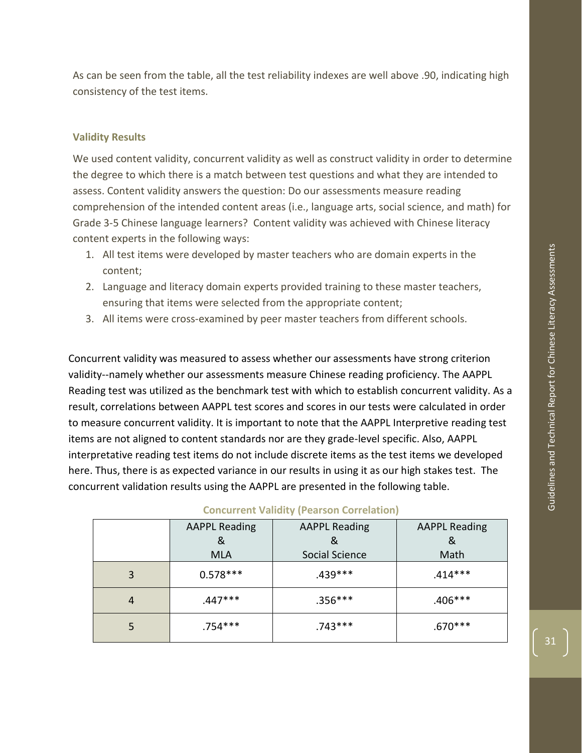As can be seen from the table, all the test reliability indexes are well above .90, indicating high consistency of the test items.

### Validity Results

We used content validity, concurrent validity as well as construct validity in order to determine the degree to which there is a match between test questions and what they are intended to assess. Content validity answers the question: Do our assessments measure reading comprehension of the intended content areas (i.e., language arts, social science, and math) for Grade 3-5 Chinese language learners? Content validity was achieved with Chinese literacy content experts in the following ways:

1. All test items were developed by master teachers who are domain experts in the content;
2. Language and literacy domain experts provided training to these master teachers, ensuring that items were selected from the appropriate content;
3. All items were cross-examined by peer master teachers from different schools.

Concurrent validity was measured to assess whether our assessments have strong criterion validity--namely whether our assessments measure Chinese reading proficiency. The AAPPL Reading test was utilized as the benchmark test with which to establish concurrent validity. As a result, correlations between AAPPL test scores and scores in our tests were calculated in order to measure concurrent validity. It is important to note that the AAPPL Interpretive reading test items are not aligned to content standards nor are they grade-level specific. Also, AAPPL interpretative reading test items do not include discrete items as the test items we developed here. Thus, there is as expected variance in our results in using it as our high stakes test. The concurrent validation results using the AAPPL are presented in the following table.

**Concurrent Validity (Pearson Correlation)**

| | AAPPL Reading & MLA | AAPPL Reading & Social Science | AAPPL Reading & Math |
|---|---|---|---|
| 3 | 0.578*** | .439*** | .414*** |
| 4 | .447*** | .356*** | .406*** |
| 5 | .754*** | .743*** | .670*** |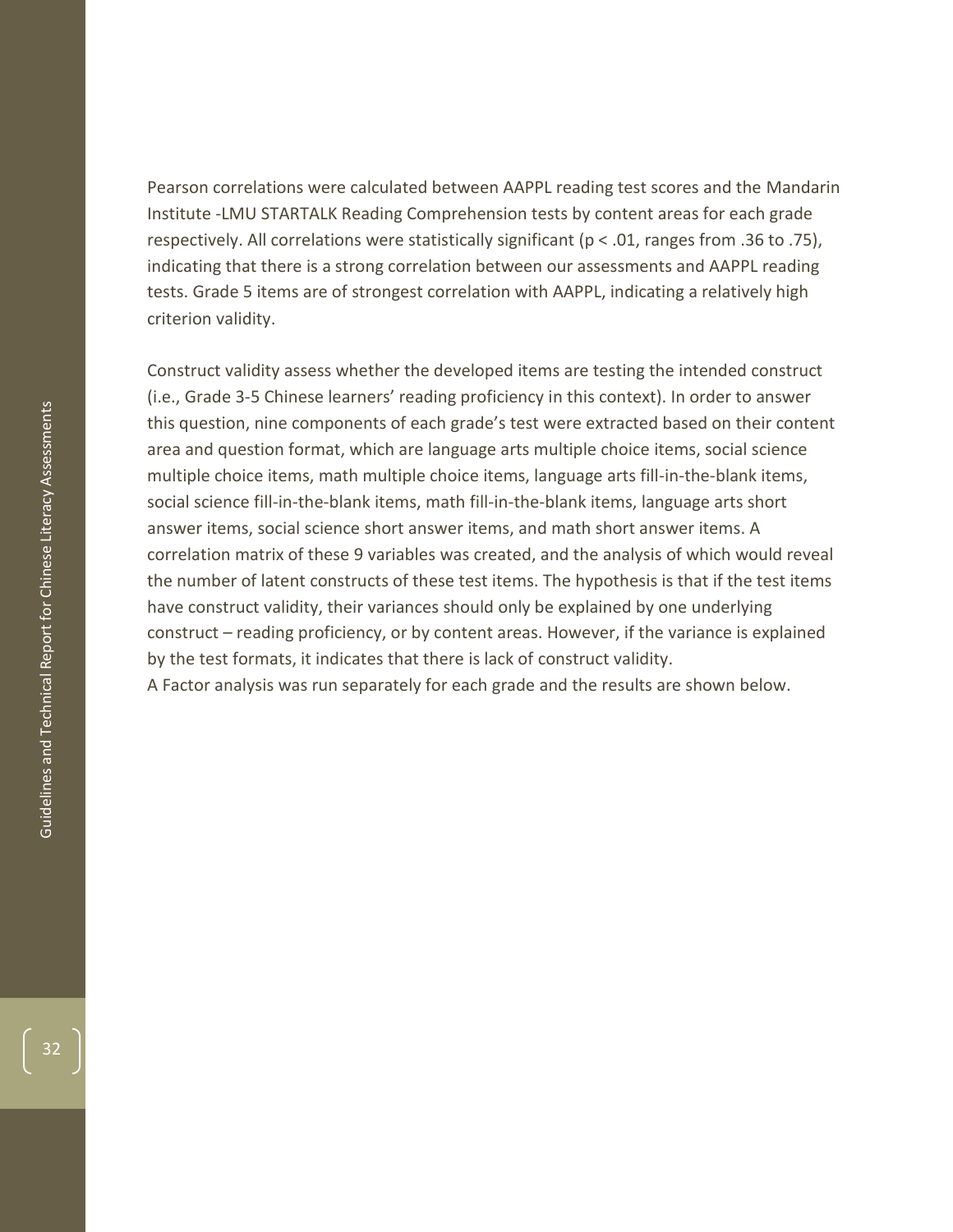Pearson correlations were calculated between AAPPL reading test scores and the Mandarin Institute -LMU STARTALK Reading Comprehension tests by content areas for each grade respectively. All correlations were statistically significant ($p < .01$, ranges from .36 to .75), indicating that there is a strong correlation between our assessments and AAPPL reading tests. Grade 5 items are of strongest correlation with AAPPL, indicating a relatively high criterion validity.

Construct validity assess whether the developed items are testing the intended construct (i.e., Grade 3-5 Chinese learners' reading proficiency in this context). In order to answer this question, nine components of each grade's test were extracted based on their content area and question format, which are language arts multiple choice items, social science multiple choice items, math multiple choice items, language arts fill-in-the-blank items, social science fill-in-the-blank items, math fill-in-the-blank items, language arts short answer items, social science short answer items, and math short answer items. A correlation matrix of these 9 variables was created, and the analysis of which would reveal the number of latent constructs of these test items. The hypothesis is that if the test items have construct validity, their variances should only be explained by one underlying construct – reading proficiency, or by content areas. However, if the variance is explained by the test formats, it indicates that there is lack of construct validity.
A Factor analysis was run separately for each grade and the results are shown below.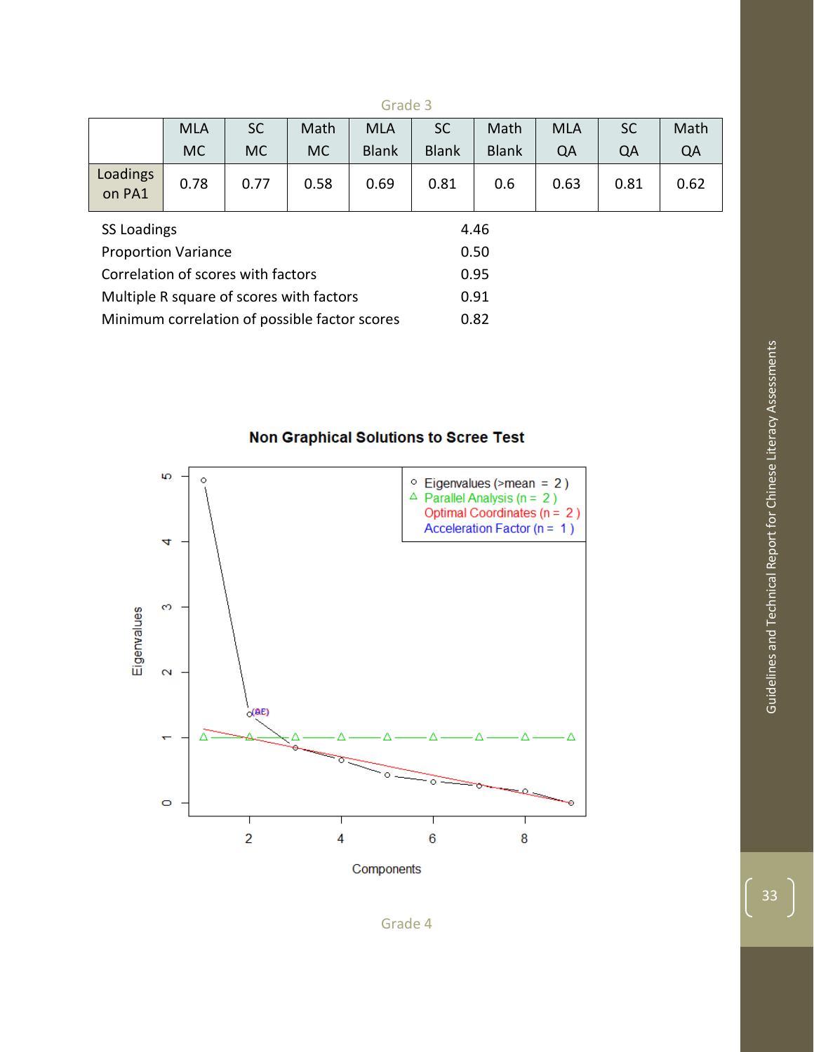Grade 3

| | MLA MC | SC MC | Math MC | MLA Blank | SC Blank | Math Blank | MLA QA | SC QA | Math QA |
|---|---|---|---|---|---|---|---|---|---|
| Loadings on PA1 | 0.78 | 0.77 | 0.58 | 0.69 | 0.81 | 0.6 | 0.63 | 0.81 | 0.62 |

| | |
|---|---|
| SS Loadings | 4.46 |
| Proportion Variance | 0.50 |
| Correlation of scores with factors | 0.95 |
| Multiple R square of scores with factors | 0.91 |
| Minimum correlation of possible factor scores | 0.82 |

**Non Graphical Solutions to Scree Test**

Grade 4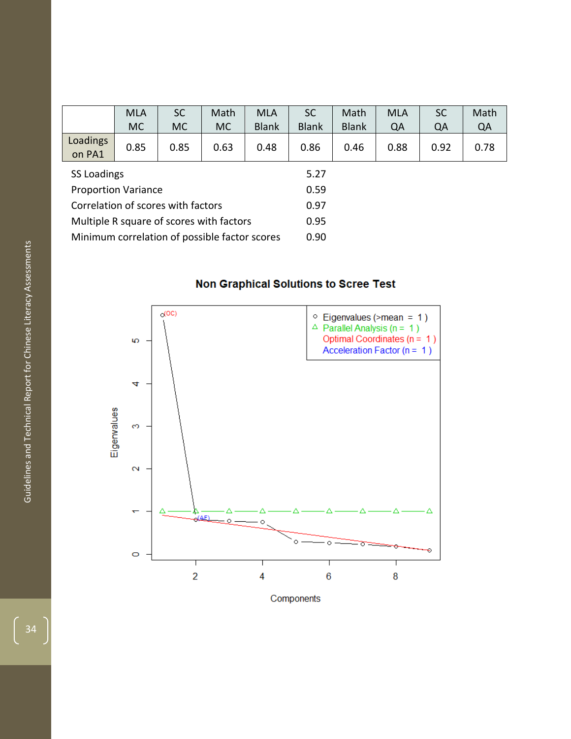| | MLA MC | SC MC | Math MC | MLA Blank | SC Blank | Math Blank | MLA QA | SC QA | Math QA |
|---|---|---|---|---|---|---|---|---|---|
| Loadings on PA1 | 0.85 | 0.85 | 0.63 | 0.48 | 0.86 | 0.46 | 0.88 | 0.92 | 0.78 |

| | |
|---|---|
| SS Loadings | 5.27 |
| Proportion Variance | 0.59 |
| Correlation of scores with factors | 0.97 |
| Multiple R square of scores with factors | 0.95 |
| Minimum correlation of possible factor scores | 0.90 |

**Non Graphical Solutions to Scree Test**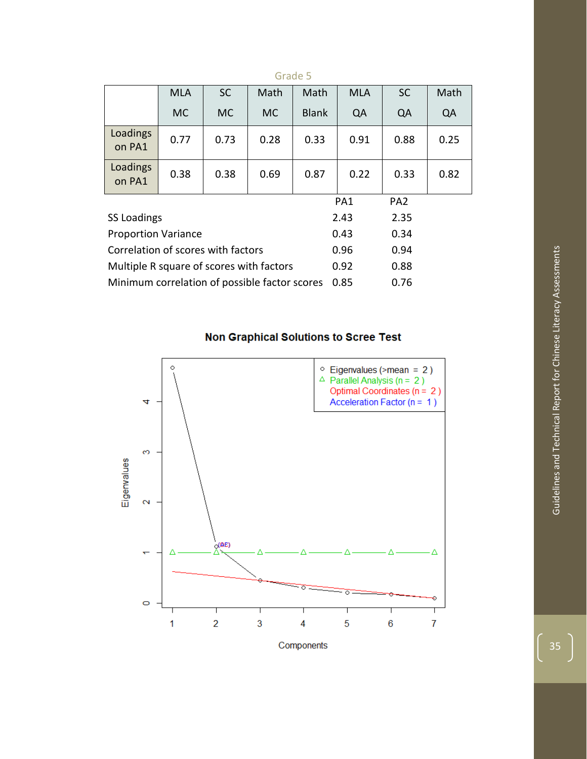Grade 5

| | MLA MC | SC MC | Math MC | Math Blank | MLA QA | SC QA | Math QA |
|---|---|---|---|---|---|---|---|
| Loadings on PA1 | 0.77 | 0.73 | 0.28 | 0.33 | 0.91 | 0.88 | 0.25 |
| Loadings on PA1 | 0.38 | 0.38 | 0.69 | 0.87 | 0.22 | 0.33 | 0.82 |

| | PA1 | PA2 |
|---|---|---|
| SS Loadings | 2.43 | 2.35 |
| Proportion Variance | 0.43 | 0.34 |
| Correlation of scores with factors | 0.96 | 0.94 |
| Multiple R square of scores with factors | 0.92 | 0.88 |
| Minimum correlation of possible factor scores | 0.85 | 0.76 |

**Non Graphical Solutions to Scree Test**

Legend: Eigenvalues (>mean = 2); Parallel Analysis (n = 2); Optimal Coordinates (n = 2); Acceleration Factor (n = 1)

Y-axis: Eigenvalues (0–4); X-axis: Components (1–7)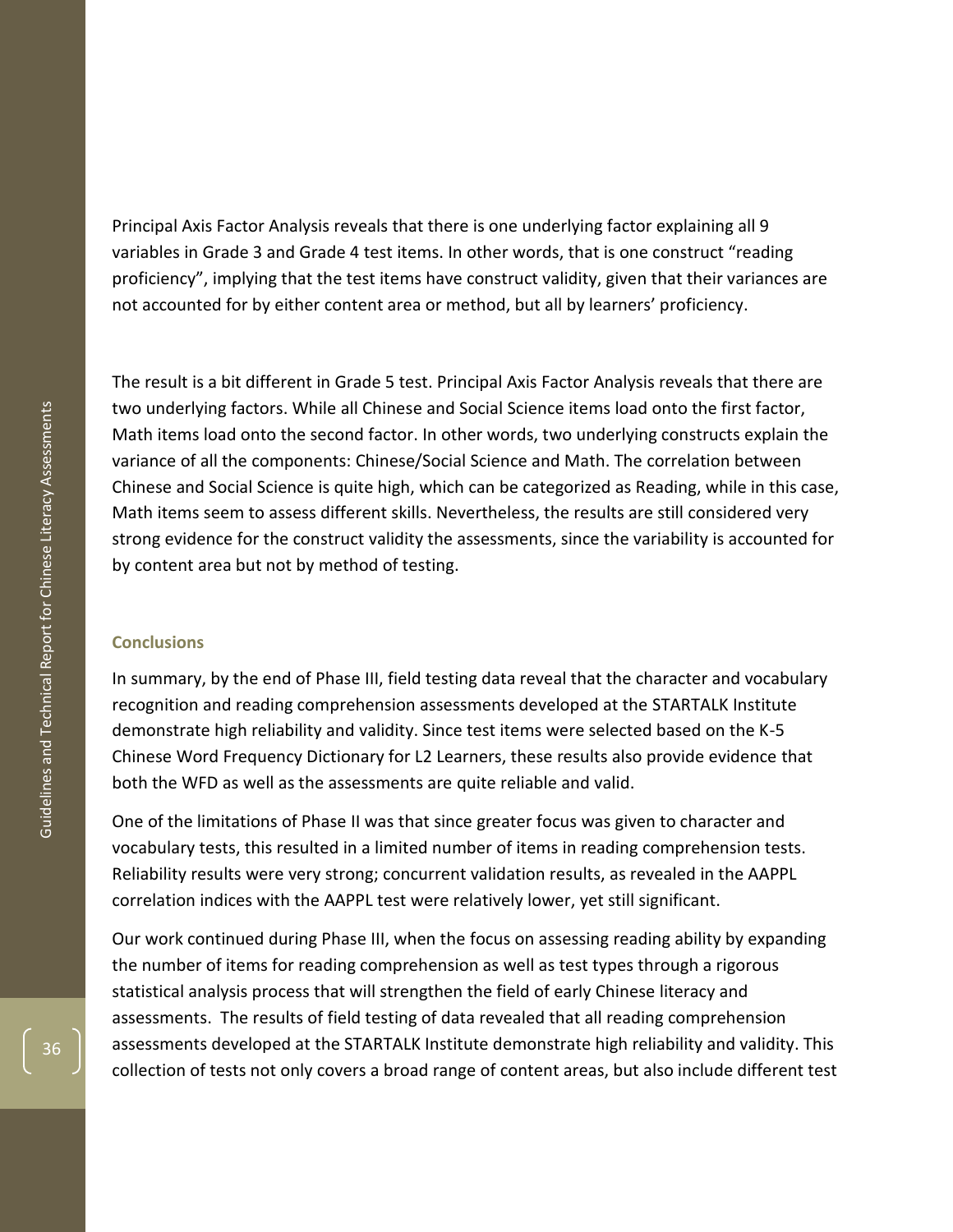Principal Axis Factor Analysis reveals that there is one underlying factor explaining all 9 variables in Grade 3 and Grade 4 test items. In other words, that is one construct "reading proficiency", implying that the test items have construct validity, given that their variances are not accounted for by either content area or method, but all by learners' proficiency.

The result is a bit different in Grade 5 test. Principal Axis Factor Analysis reveals that there are two underlying factors. While all Chinese and Social Science items load onto the first factor, Math items load onto the second factor. In other words, two underlying constructs explain the variance of all the components: Chinese/Social Science and Math. The correlation between Chinese and Social Science is quite high, which can be categorized as Reading, while in this case, Math items seem to assess different skills. Nevertheless, the results are still considered very strong evidence for the construct validity the assessments, since the variability is accounted for by content area but not by method of testing.

### Conclusions

In summary, by the end of Phase III, field testing data reveal that the character and vocabulary recognition and reading comprehension assessments developed at the STARTALK Institute demonstrate high reliability and validity. Since test items were selected based on the K-5 Chinese Word Frequency Dictionary for L2 Learners, these results also provide evidence that both the WFD as well as the assessments are quite reliable and valid.

One of the limitations of Phase II was that since greater focus was given to character and vocabulary tests, this resulted in a limited number of items in reading comprehension tests. Reliability results were very strong; concurrent validation results, as revealed in the AAPPL correlation indices with the AAPPL test were relatively lower, yet still significant.

Our work continued during Phase III, when the focus on assessing reading ability by expanding the number of items for reading comprehension as well as test types through a rigorous statistical analysis process that will strengthen the field of early Chinese literacy and assessments. The results of field testing of data revealed that all reading comprehension assessments developed at the STARTALK Institute demonstrate high reliability and validity. This collection of tests not only covers a broad range of content areas, but also include different test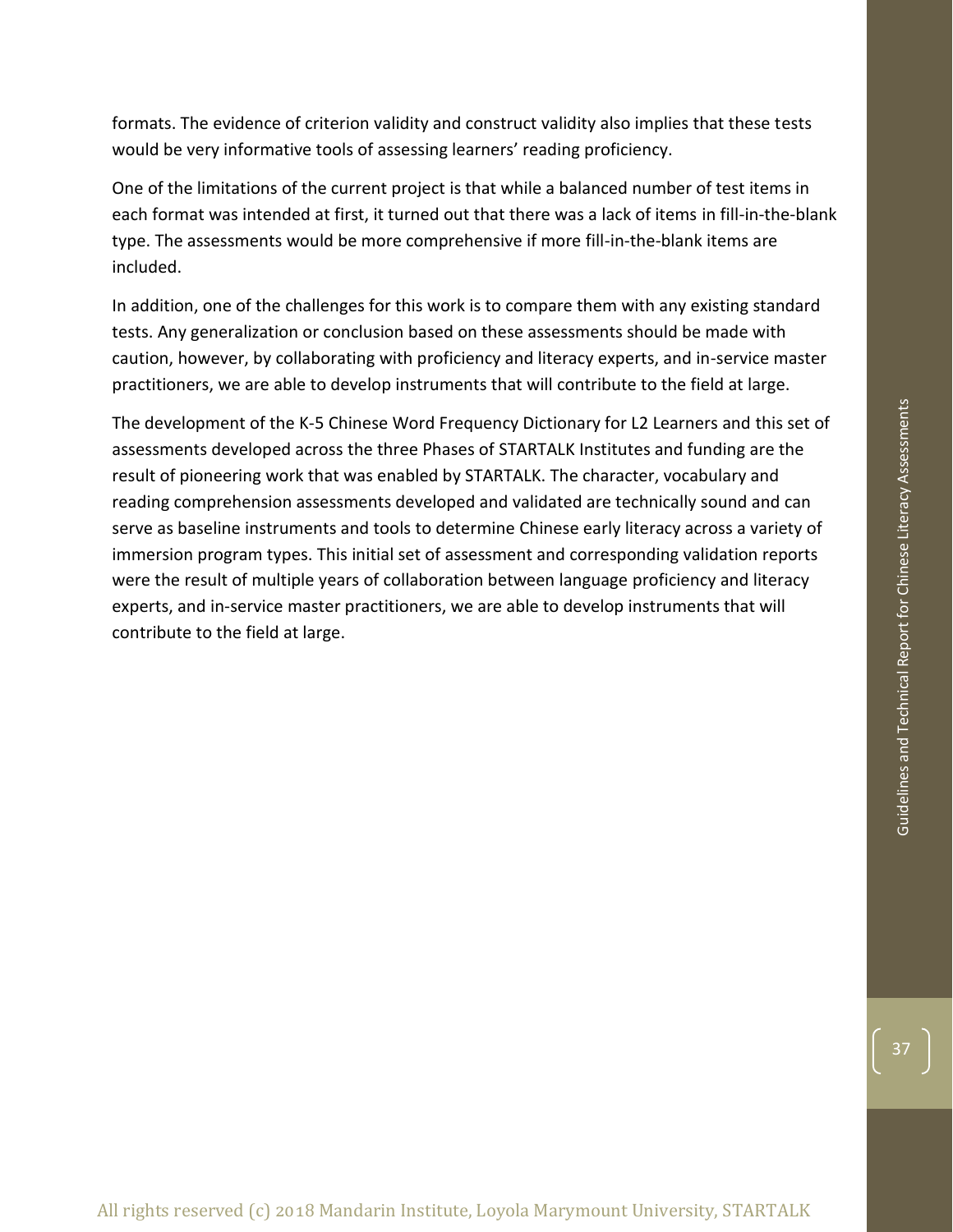formats. The evidence of criterion validity and construct validity also implies that these tests would be very informative tools of assessing learners' reading proficiency.

One of the limitations of the current project is that while a balanced number of test items in each format was intended at first, it turned out that there was a lack of items in fill-in-the-blank type. The assessments would be more comprehensive if more fill-in-the-blank items are included.

In addition, one of the challenges for this work is to compare them with any existing standard tests. Any generalization or conclusion based on these assessments should be made with caution, however, by collaborating with proficiency and literacy experts, and in-service master practitioners, we are able to develop instruments that will contribute to the field at large.

The development of the K-5 Chinese Word Frequency Dictionary for L2 Learners and this set of assessments developed across the three Phases of STARTALK Institutes and funding are the result of pioneering work that was enabled by STARTALK. The character, vocabulary and reading comprehension assessments developed and validated are technically sound and can serve as baseline instruments and tools to determine Chinese early literacy across a variety of immersion program types. This initial set of assessment and corresponding validation reports were the result of multiple years of collaboration between language proficiency and literacy experts, and in-service master practitioners, we are able to develop instruments that will contribute to the field at large.